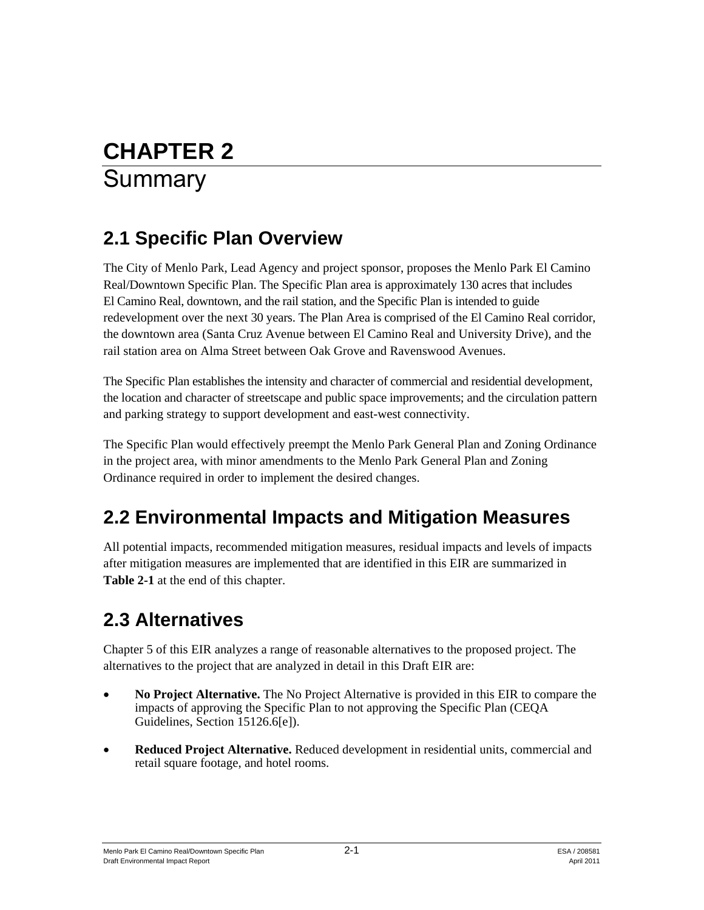# CHAPTER 2
# Summary

## 2.1 Specific Plan Overview

The City of Menlo Park, Lead Agency and project sponsor, proposes the Menlo Park El Camino Real/Downtown Specific Plan. The Specific Plan area is approximately 130 acres that includes El Camino Real, downtown, and the rail station, and the Specific Plan is intended to guide redevelopment over the next 30 years. The Plan Area is comprised of the El Camino Real corridor, the downtown area (Santa Cruz Avenue between El Camino Real and University Drive), and the rail station area on Alma Street between Oak Grove and Ravenswood Avenues.

The Specific Plan establishes the intensity and character of commercial and residential development, the location and character of streetscape and public space improvements; and the circulation pattern and parking strategy to support development and east-west connectivity.

The Specific Plan would effectively preempt the Menlo Park General Plan and Zoning Ordinance in the project area, with minor amendments to the Menlo Park General Plan and Zoning Ordinance required in order to implement the desired changes.

## 2.2 Environmental Impacts and Mitigation Measures

All potential impacts, recommended mitigation measures, residual impacts and levels of impacts after mitigation measures are implemented that are identified in this EIR are summarized in **Table 2-1** at the end of this chapter.

## 2.3 Alternatives

Chapter 5 of this EIR analyzes a range of reasonable alternatives to the proposed project. The alternatives to the project that are analyzed in detail in this Draft EIR are:

- **No Project Alternative.** The No Project Alternative is provided in this EIR to compare the impacts of approving the Specific Plan to not approving the Specific Plan (CEQA Guidelines, Section 15126.6[e]).
- **Reduced Project Alternative.** Reduced development in residential units, commercial and retail square footage, and hotel rooms.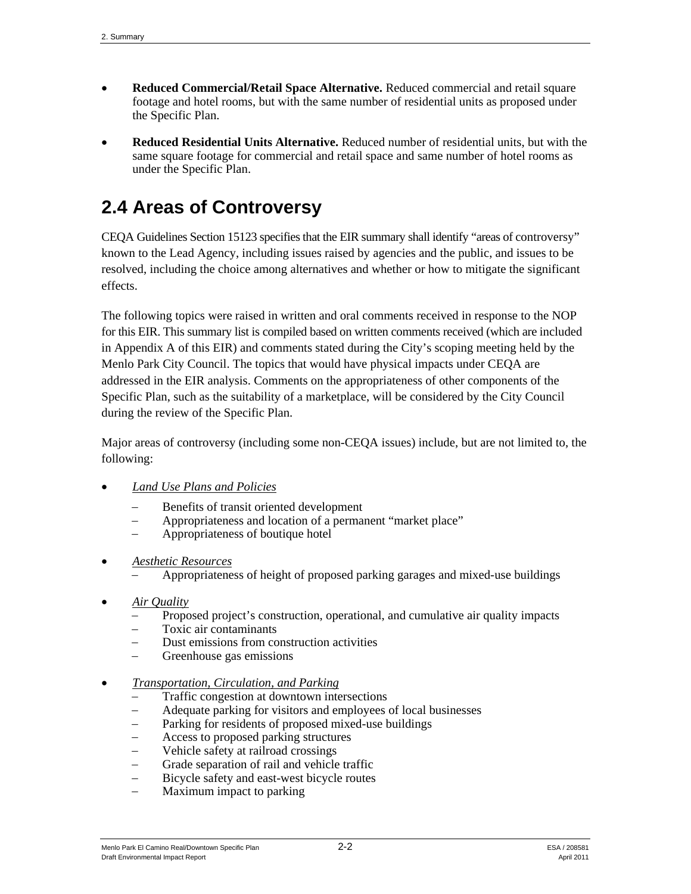- **Reduced Commercial/Retail Space Alternative.** Reduced commercial and retail square footage and hotel rooms, but with the same number of residential units as proposed under the Specific Plan.
- **Reduced Residential Units Alternative.** Reduced number of residential units, but with the same square footage for commercial and retail space and same number of hotel rooms as under the Specific Plan.

## 2.4 Areas of Controversy

CEQA Guidelines Section 15123 specifies that the EIR summary shall identify "areas of controversy" known to the Lead Agency, including issues raised by agencies and the public, and issues to be resolved, including the choice among alternatives and whether or how to mitigate the significant effects.

The following topics were raised in written and oral comments received in response to the NOP for this EIR. This summary list is compiled based on written comments received (which are included in Appendix A of this EIR) and comments stated during the City's scoping meeting held by the Menlo Park City Council. The topics that would have physical impacts under CEQA are addressed in the EIR analysis. Comments on the appropriateness of other components of the Specific Plan, such as the suitability of a marketplace, will be considered by the City Council during the review of the Specific Plan.

Major areas of controversy (including some non-CEQA issues) include, but are not limited to, the following:

- *Land Use Plans and Policies*
  - Benefits of transit oriented development
  - Appropriateness and location of a permanent "market place"
  - Appropriateness of boutique hotel
- *Aesthetic Resources*
  - Appropriateness of height of proposed parking garages and mixed-use buildings
- *Air Quality*
  - Proposed project's construction, operational, and cumulative air quality impacts
  - Toxic air contaminants
  - Dust emissions from construction activities
  - Greenhouse gas emissions
- *Transportation, Circulation, and Parking*
  - Traffic congestion at downtown intersections
  - Adequate parking for visitors and employees of local businesses
  - Parking for residents of proposed mixed-use buildings
  - Access to proposed parking structures
  - Vehicle safety at railroad crossings
  - Grade separation of rail and vehicle traffic
  - Bicycle safety and east-west bicycle routes
  - Maximum impact to parking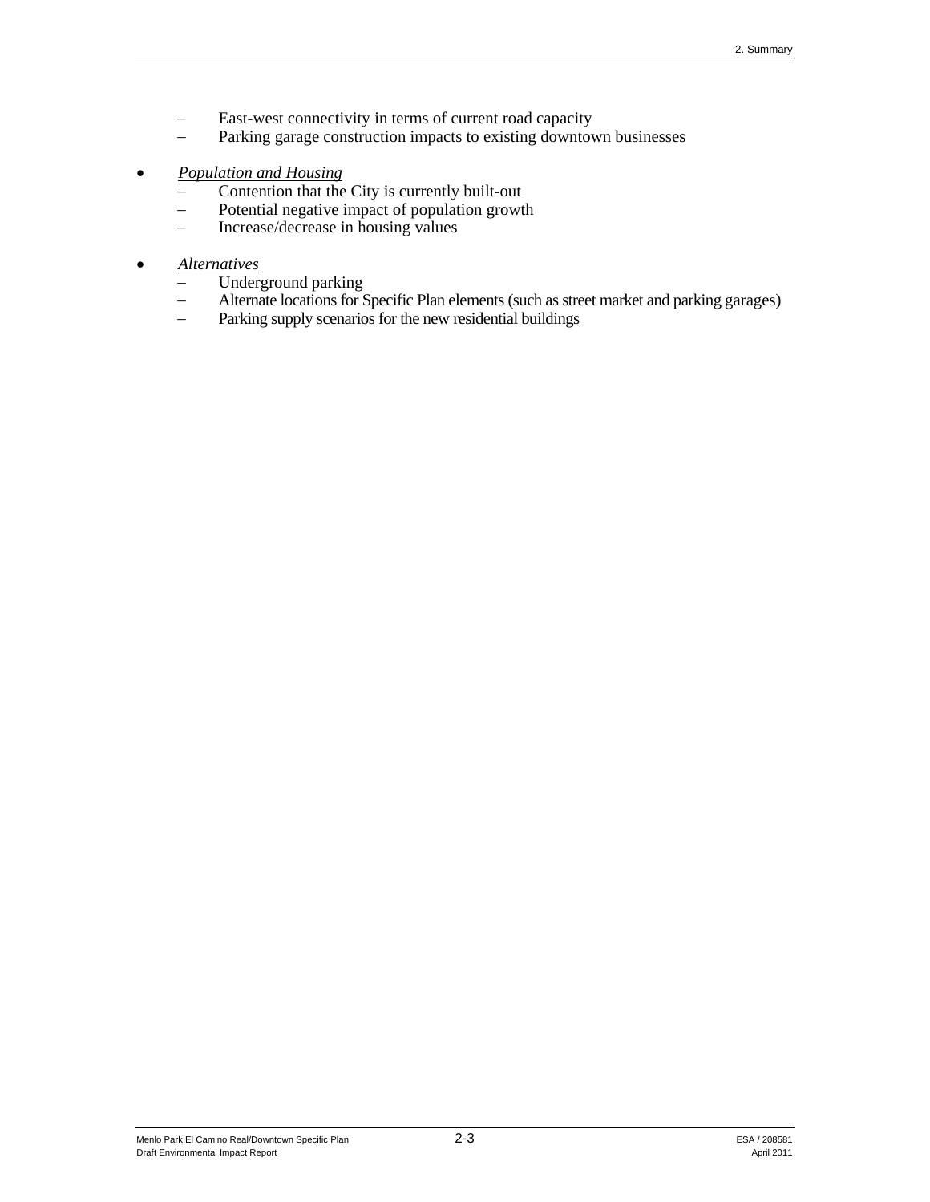- East-west connectivity in terms of current road capacity
  - Parking garage construction impacts to existing downtown businesses

- *Population and Housing*
  - Contention that the City is currently built-out
  - Potential negative impact of population growth
  - Increase/decrease in housing values

- *Alternatives*
  - Underground parking
  - Alternate locations for Specific Plan elements (such as street market and parking garages)
  - Parking supply scenarios for the new residential buildings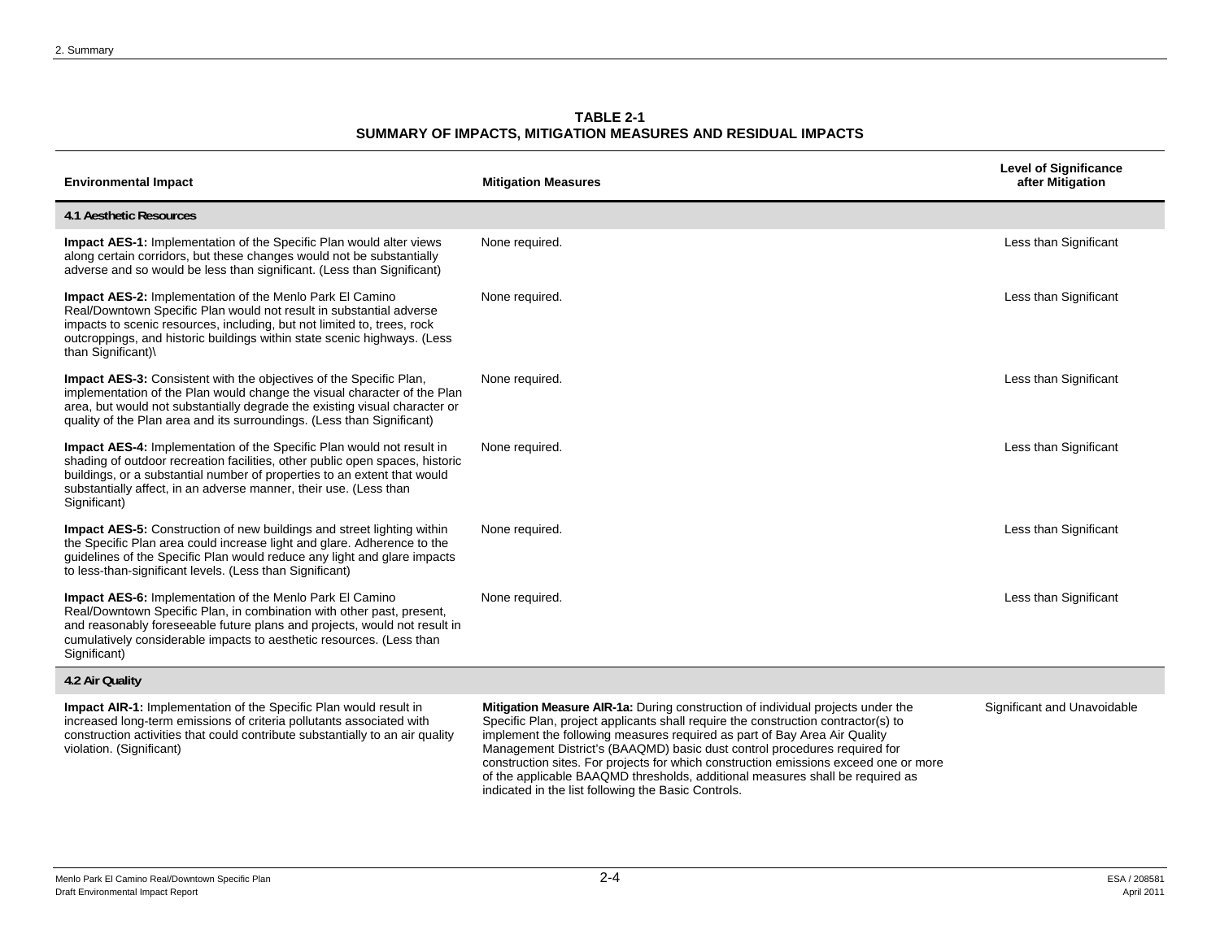**TABLE 2-1**
**SUMMARY OF IMPACTS, MITIGATION MEASURES AND RESIDUAL IMPACTS**

| Environmental Impact | Mitigation Measures | Level of Significance after Mitigation |
|---|---|---|
| **4.1 Aesthetic Resources** | | |
| **Impact AES-1:** Implementation of the Specific Plan would alter views along certain corridors, but these changes would not be substantially adverse and so would be less than significant. (Less than Significant) | None required. | Less than Significant |
| **Impact AES-2:** Implementation of the Menlo Park El Camino Real/Downtown Specific Plan would not result in substantial adverse impacts to scenic resources, including, but not limited to, trees, rock outcroppings, and historic buildings within state scenic highways. (Less than Significant)\ | None required. | Less than Significant |
| **Impact AES-3:** Consistent with the objectives of the Specific Plan, implementation of the Plan would change the visual character of the Plan area, but would not substantially degrade the existing visual character or quality of the Plan area and its surroundings. (Less than Significant) | None required. | Less than Significant |
| **Impact AES-4:** Implementation of the Specific Plan would not result in shading of outdoor recreation facilities, other public open spaces, historic buildings, or a substantial number of properties to an extent that would substantially affect, in an adverse manner, their use. (Less than Significant) | None required. | Less than Significant |
| **Impact AES-5:** Construction of new buildings and street lighting within the Specific Plan area could increase light and glare. Adherence to the guidelines of the Specific Plan would reduce any light and glare impacts to less-than-significant levels. (Less than Significant) | None required. | Less than Significant |
| **Impact AES-6:** Implementation of the Menlo Park El Camino Real/Downtown Specific Plan, in combination with other past, present, and reasonably foreseeable future plans and projects, would not result in cumulatively considerable impacts to aesthetic resources. (Less than Significant) | None required. | Less than Significant |
| **4.2 Air Quality** | | |
| **Impact AIR-1:** Implementation of the Specific Plan would result in increased long-term emissions of criteria pollutants associated with construction activities that could contribute substantially to an air quality violation. (Significant) | **Mitigation Measure AIR-1a:** During construction of individual projects under the Specific Plan, project applicants shall require the construction contractor(s) to implement the following measures required as part of Bay Area Air Quality Management District's (BAAQMD) basic dust control procedures required for construction sites. For projects for which construction emissions exceed one or more of the applicable BAAQMD thresholds, additional measures shall be required as indicated in the list following the Basic Controls. | Significant and Unavoidable |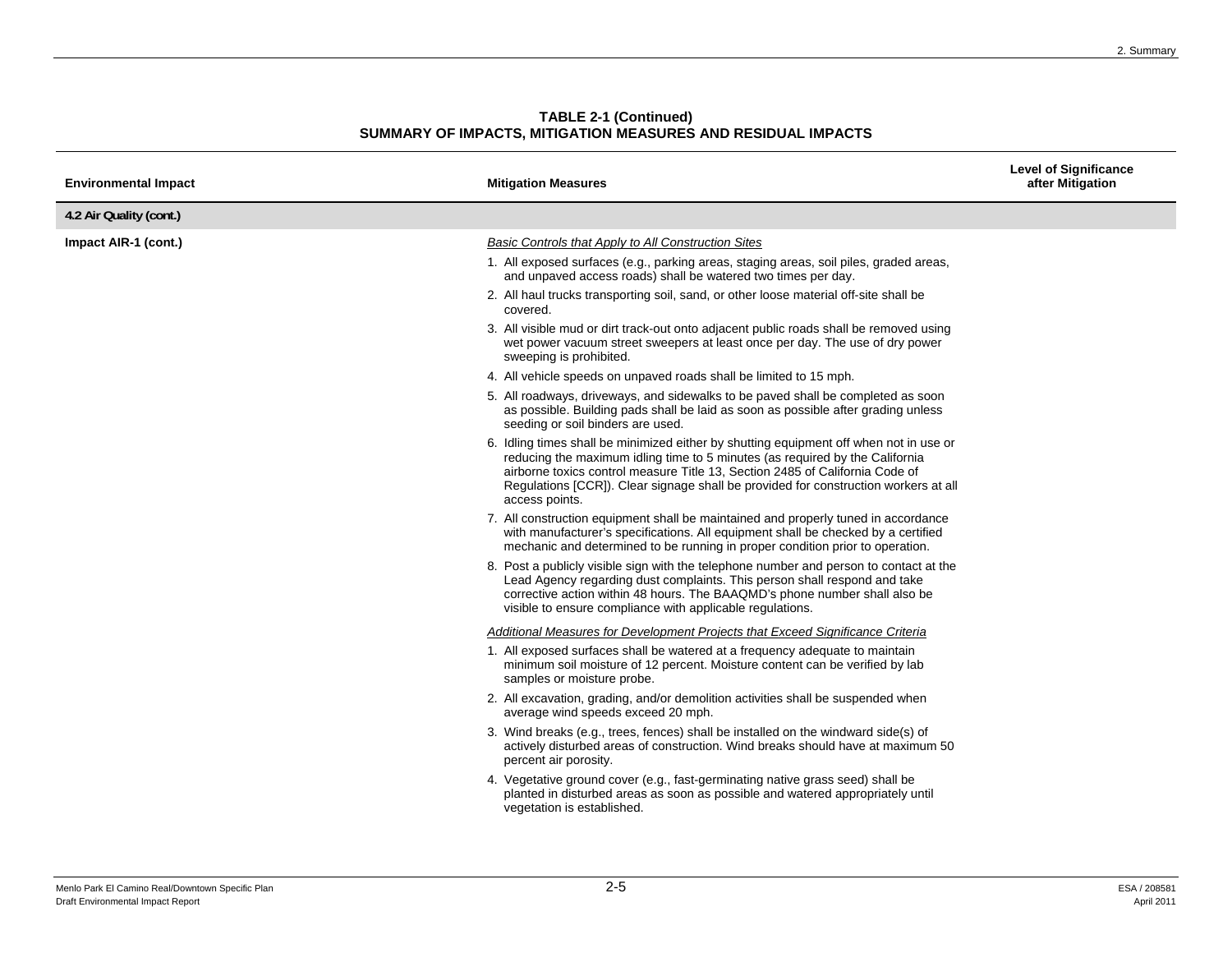**TABLE 2-1 (Continued)**
**SUMMARY OF IMPACTS, MITIGATION MEASURES AND RESIDUAL IMPACTS**

| Environmental Impact | Mitigation Measures | Level of Significance after Mitigation |
|---|---|---|
| **4.2 Air Quality (cont.)** | | |
| **Impact AIR-1 (cont.)** | *Basic Controls that Apply to All Construction Sites*<br>1. All exposed surfaces (e.g., parking areas, staging areas, soil piles, graded areas, and unpaved access roads) shall be watered two times per day.<br>2. All haul trucks transporting soil, sand, or other loose material off-site shall be covered.<br>3. All visible mud or dirt track-out onto adjacent public roads shall be removed using wet power vacuum street sweepers at least once per day. The use of dry power sweeping is prohibited.<br>4. All vehicle speeds on unpaved roads shall be limited to 15 mph.<br>5. All roadways, driveways, and sidewalks to be paved shall be completed as soon as possible. Building pads shall be laid as soon as possible after grading unless seeding or soil binders are used.<br>6. Idling times shall be minimized either by shutting equipment off when not in use or reducing the maximum idling time to 5 minutes (as required by the California airborne toxics control measure Title 13, Section 2485 of California Code of Regulations [CCR]). Clear signage shall be provided for construction workers at all access points.<br>7. All construction equipment shall be maintained and properly tuned in accordance with manufacturer's specifications. All equipment shall be checked by a certified mechanic and determined to be running in proper condition prior to operation.<br>8. Post a publicly visible sign with the telephone number and person to contact at the Lead Agency regarding dust complaints. This person shall respond and take corrective action within 48 hours. The BAAQMD's phone number shall also be visible to ensure compliance with applicable regulations.<br><br>*Additional Measures for Development Projects that Exceed Significance Criteria*<br>1. All exposed surfaces shall be watered at a frequency adequate to maintain minimum soil moisture of 12 percent. Moisture content can be verified by lab samples or moisture probe.<br>2. All excavation, grading, and/or demolition activities shall be suspended when average wind speeds exceed 20 mph.<br>3. Wind breaks (e.g., trees, fences) shall be installed on the windward side(s) of actively disturbed areas of construction. Wind breaks should have at maximum 50 percent air porosity.<br>4. Vegetative ground cover (e.g., fast-germinating native grass seed) shall be planted in disturbed areas as soon as possible and watered appropriately until vegetation is established. | |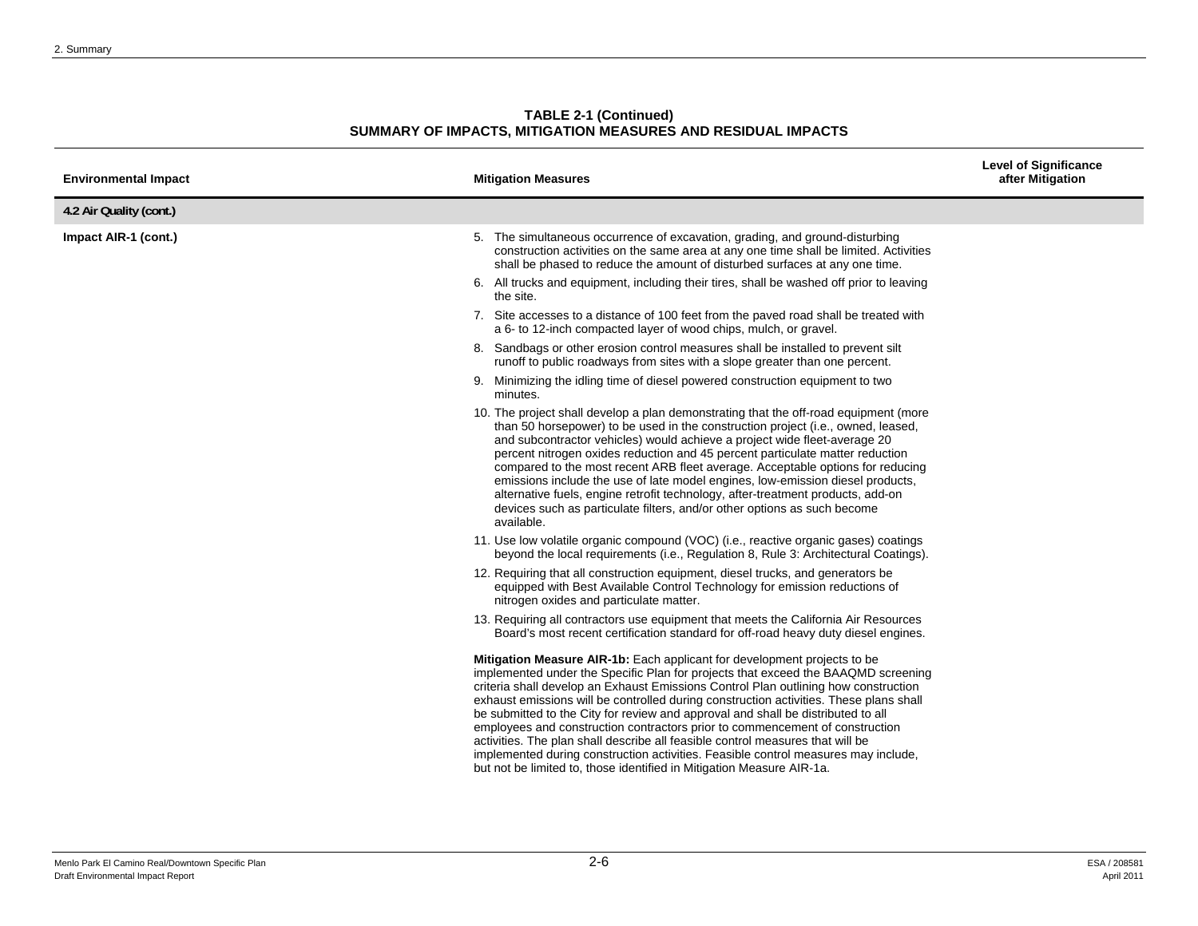**TABLE 2-1 (Continued)**
**SUMMARY OF IMPACTS, MITIGATION MEASURES AND RESIDUAL IMPACTS**

| Environmental Impact | Mitigation Measures | Level of Significance after Mitigation |
|---|---|---|
| **4.2 Air Quality (cont.)** | | |
| **Impact AIR-1 (cont.)** | 5. The simultaneous occurrence of excavation, grading, and ground-disturbing construction activities on the same area at any one time shall be limited. Activities shall be phased to reduce the amount of disturbed surfaces at any one time.<br>6. All trucks and equipment, including their tires, shall be washed off prior to leaving the site.<br>7. Site accesses to a distance of 100 feet from the paved road shall be treated with a 6- to 12-inch compacted layer of wood chips, mulch, or gravel.<br>8. Sandbags or other erosion control measures shall be installed to prevent silt runoff to public roadways from sites with a slope greater than one percent.<br>9. Minimizing the idling time of diesel powered construction equipment to two minutes.<br>10. The project shall develop a plan demonstrating that the off-road equipment (more than 50 horsepower) to be used in the construction project (i.e., owned, leased, and subcontractor vehicles) would achieve a project wide fleet-average 20 percent nitrogen oxides reduction and 45 percent particulate matter reduction compared to the most recent ARB fleet average. Acceptable options for reducing emissions include the use of late model engines, low-emission diesel products, alternative fuels, engine retrofit technology, after-treatment products, add-on devices such as particulate filters, and/or other options as such become available.<br>11. Use low volatile organic compound (VOC) (i.e., reactive organic gases) coatings beyond the local requirements (i.e., Regulation 8, Rule 3: Architectural Coatings).<br>12. Requiring that all construction equipment, diesel trucks, and generators be equipped with Best Available Control Technology for emission reductions of nitrogen oxides and particulate matter.<br>13. Requiring all contractors use equipment that meets the California Air Resources Board's most recent certification standard for off-road heavy duty diesel engines.<br><br>**Mitigation Measure AIR-1b:** Each applicant for development projects to be implemented under the Specific Plan for projects that exceed the BAAQMD screening criteria shall develop an Exhaust Emissions Control Plan outlining how construction exhaust emissions will be controlled during construction activities. These plans shall be submitted to the City for review and approval and shall be distributed to all employees and construction contractors prior to commencement of construction activities. The plan shall describe all feasible control measures that will be implemented during construction activities. Feasible control measures may include, but not be limited to, those identified in Mitigation Measure AIR-1a. | |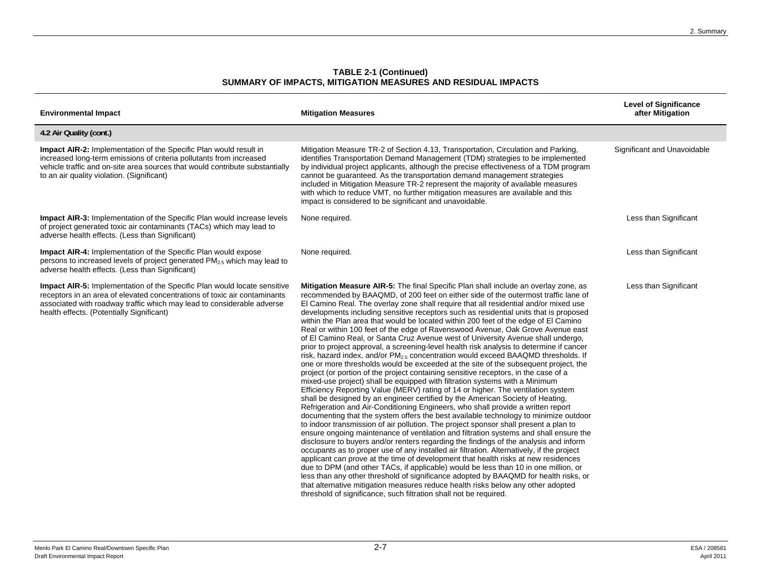**TABLE 2-1 (Continued)**
**SUMMARY OF IMPACTS, MITIGATION MEASURES AND RESIDUAL IMPACTS**

| Environmental Impact | Mitigation Measures | Level of Significance after Mitigation |
|---|---|---|
| **4.2 Air Quality (cont.)** | | |
| **Impact AIR-2:** Implementation of the Specific Plan would result in increased long-term emissions of criteria pollutants from increased vehicle traffic and on-site area sources that would contribute substantially to an air quality violation. (Significant) | Mitigation Measure TR-2 of Section 4.13, Transportation, Circulation and Parking, identifies Transportation Demand Management (TDM) strategies to be implemented by individual project applicants, although the precise effectiveness of a TDM program cannot be guaranteed. As the transportation demand management strategies included in Mitigation Measure TR-2 represent the majority of available measures with which to reduce VMT, no further mitigation measures are available and this impact is considered to be significant and unavoidable. | Significant and Unavoidable |
| **Impact AIR-3:** Implementation of the Specific Plan would increase levels of project generated toxic air contaminants (TACs) which may lead to adverse health effects. (Less than Significant) | None required. | Less than Significant |
| **Impact AIR-4:** Implementation of the Specific Plan would expose persons to increased levels of project generated $PM_{2.5}$ which may lead to adverse health effects. (Less than Significant) | None required. | Less than Significant |
| **Impact AIR-5:** Implementation of the Specific Plan would locate sensitive receptors in an area of elevated concentrations of toxic air contaminants associated with roadway traffic which may lead to considerable adverse health effects. (Potentially Significant) | **Mitigation Measure AIR-5:** The final Specific Plan shall include an overlay zone, as recommended by BAAQMD, of 200 feet on either side of the outermost traffic lane of El Camino Real. The overlay zone shall require that all residential and/or mixed use developments including sensitive receptors such as residential units that is proposed within the Plan area that would be located within 200 feet of the edge of El Camino Real or within 100 feet of the edge of Ravenswood Avenue, Oak Grove Avenue east of El Camino Real, or Santa Cruz Avenue west of University Avenue shall undergo, prior to project approval, a screening-level health risk analysis to determine if cancer risk, hazard index, and/or $PM_{2.5}$ concentration would exceed BAAQMD thresholds. If one or more thresholds would be exceeded at the site of the subsequent project, the project (or portion of the project containing sensitive receptors, in the case of a mixed-use project) shall be equipped with filtration systems with a Minimum Efficiency Reporting Value (MERV) rating of 14 or higher. The ventilation system shall be designed by an engineer certified by the American Society of Heating, Refrigeration and Air-Conditioning Engineers, who shall provide a written report documenting that the system offers the best available technology to minimize outdoor to indoor transmission of air pollution. The project sponsor shall present a plan to ensure ongoing maintenance of ventilation and filtration systems and shall ensure the disclosure to buyers and/or renters regarding the findings of the analysis and inform occupants as to proper use of any installed air filtration. Alternatively, if the project applicant can prove at the time of development that health risks at new residences due to DPM (and other TACs, if applicable) would be less than 10 in one million, or less than any other threshold of significance adopted by BAAQMD for health risks, or that alternative mitigation measures reduce health risks below any other adopted threshold of significance, such filtration shall not be required. | Less than Significant |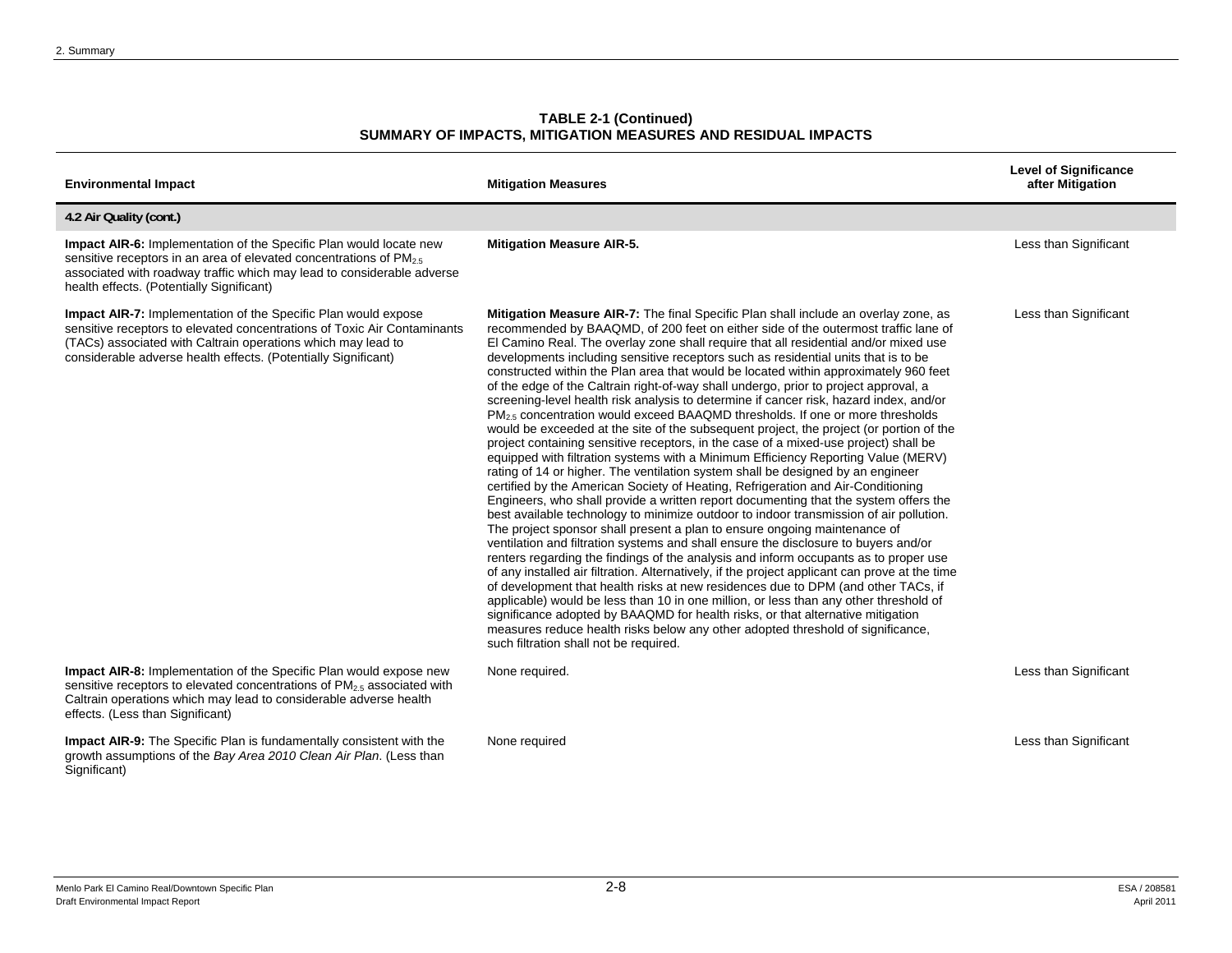**TABLE 2-1 (Continued)**
**SUMMARY OF IMPACTS, MITIGATION MEASURES AND RESIDUAL IMPACTS**

| Environmental Impact | Mitigation Measures | Level of Significance after Mitigation |
|---|---|---|
| **4.2 Air Quality (cont.)** | | |
| **Impact AIR-6:** Implementation of the Specific Plan would locate new sensitive receptors in an area of elevated concentrations of $PM_{2.5}$ associated with roadway traffic which may lead to considerable adverse health effects. (Potentially Significant) | **Mitigation Measure AIR-5.** | Less than Significant |
| **Impact AIR-7:** Implementation of the Specific Plan would expose sensitive receptors to elevated concentrations of Toxic Air Contaminants (TACs) associated with Caltrain operations which may lead to considerable adverse health effects. (Potentially Significant) | **Mitigation Measure AIR-7:** The final Specific Plan shall include an overlay zone, as recommended by BAAQMD, of 200 feet on either side of the outermost traffic lane of El Camino Real. The overlay zone shall require that all residential and/or mixed use developments including sensitive receptors such as residential units that is to be constructed within the Plan area that would be located within approximately 960 feet of the edge of the Caltrain right-of-way shall undergo, prior to project approval, a screening-level health risk analysis to determine if cancer risk, hazard index, and/or $PM_{2.5}$ concentration would exceed BAAQMD thresholds. If one or more thresholds would be exceeded at the site of the subsequent project, the project (or portion of the project containing sensitive receptors, in the case of a mixed-use project) shall be equipped with filtration systems with a Minimum Efficiency Reporting Value (MERV) rating of 14 or higher. The ventilation system shall be designed by an engineer certified by the American Society of Heating, Refrigeration and Air-Conditioning Engineers, who shall provide a written report documenting that the system offers the best available technology to minimize outdoor to indoor transmission of air pollution. The project sponsor shall present a plan to ensure ongoing maintenance of ventilation and filtration systems and shall ensure the disclosure to buyers and/or renters regarding the findings of the analysis and inform occupants as to proper use of any installed air filtration. Alternatively, if the project applicant can prove at the time of development that health risks at new residences due to DPM (and other TACs, if applicable) would be less than 10 in one million, or less than any other threshold of significance adopted by BAAQMD for health risks, or that alternative mitigation measures reduce health risks below any other adopted threshold of significance, such filtration shall not be required. | Less than Significant |
| **Impact AIR-8:** Implementation of the Specific Plan would expose new sensitive receptors to elevated concentrations of $PM_{2.5}$ associated with Caltrain operations which may lead to considerable adverse health effects. (Less than Significant) | None required. | Less than Significant |
| **Impact AIR-9:** The Specific Plan is fundamentally consistent with the growth assumptions of the *Bay Area 2010 Clean Air Plan*. (Less than Significant) | None required | Less than Significant |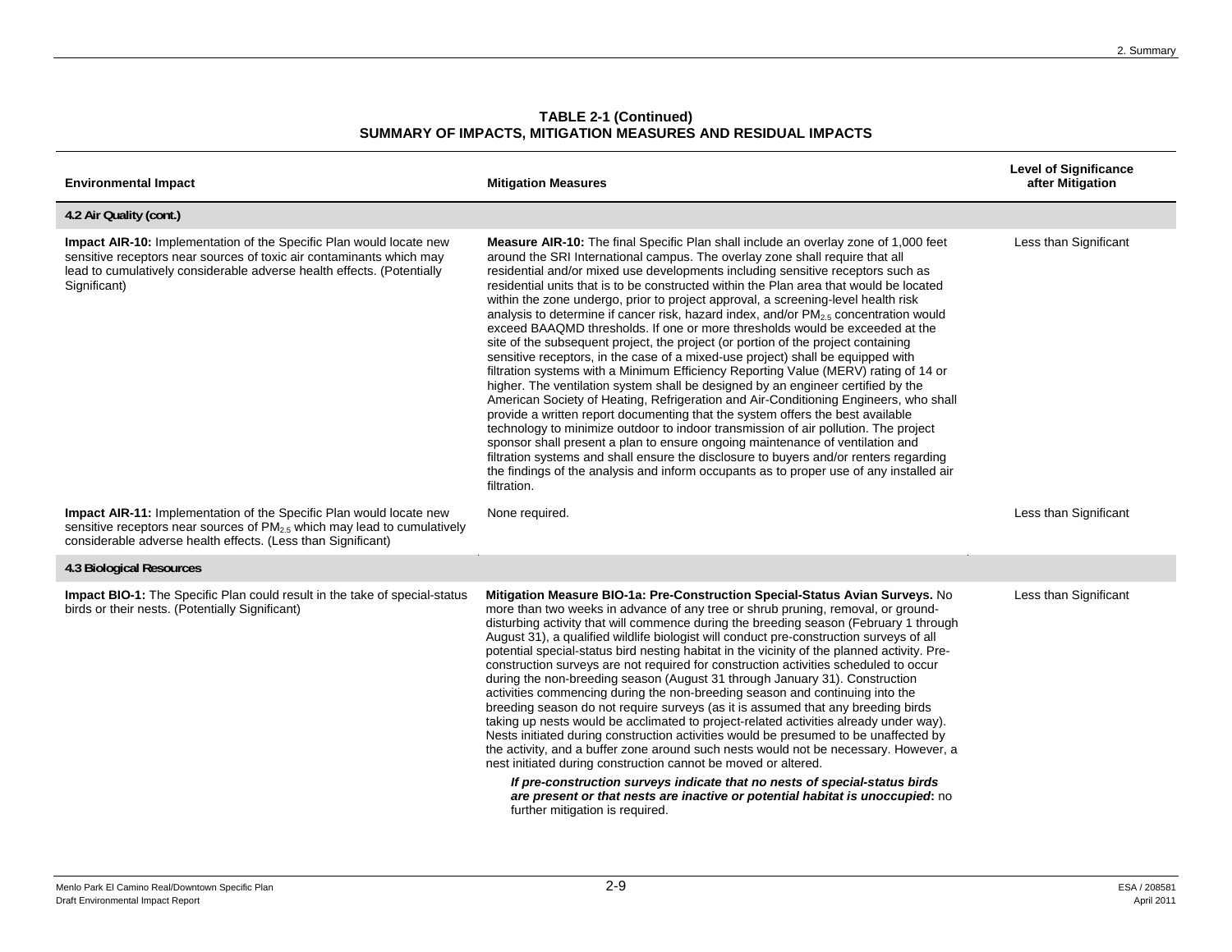**TABLE 2-1 (Continued)**
**SUMMARY OF IMPACTS, MITIGATION MEASURES AND RESIDUAL IMPACTS**

| Environmental Impact | Mitigation Measures | Level of Significance after Mitigation |
|---|---|---|
| **4.2 Air Quality (cont.)** | | |
| **Impact AIR-10:** Implementation of the Specific Plan would locate new sensitive receptors near sources of toxic air contaminants which may lead to cumulatively considerable adverse health effects. (Potentially Significant) | **Measure AIR-10:** The final Specific Plan shall include an overlay zone of 1,000 feet around the SRI International campus. The overlay zone shall require that all residential and/or mixed use developments including sensitive receptors such as residential units that is to be constructed within the Plan area that would be located within the zone undergo, prior to project approval, a screening-level health risk analysis to determine if cancer risk, hazard index, and/or $PM_{2.5}$ concentration would exceed BAAQMD thresholds. If one or more thresholds would be exceeded at the site of the subsequent project, the project (or portion of the project containing sensitive receptors, in the case of a mixed-use project) shall be equipped with filtration systems with a Minimum Efficiency Reporting Value (MERV) rating of 14 or higher. The ventilation system shall be designed by an engineer certified by the American Society of Heating, Refrigeration and Air-Conditioning Engineers, who shall provide a written report documenting that the system offers the best available technology to minimize outdoor to indoor transmission of air pollution. The project sponsor shall present a plan to ensure ongoing maintenance of ventilation and filtration systems and shall ensure the disclosure to buyers and/or renters regarding the findings of the analysis and inform occupants as to proper use of any installed air filtration. | Less than Significant |
| **Impact AIR-11:** Implementation of the Specific Plan would locate new sensitive receptors near sources of $PM_{2.5}$ which may lead to cumulatively considerable adverse health effects. (Less than Significant) | None required. | Less than Significant |
| **4.3 Biological Resources** | | |
| **Impact BIO-1:** The Specific Plan could result in the take of special-status birds or their nests. (Potentially Significant) | **Mitigation Measure BIO-1a: Pre-Construction Special-Status Avian Surveys.** No more than two weeks in advance of any tree or shrub pruning, removal, or ground-disturbing activity that will commence during the breeding season (February 1 through August 31), a qualified wildlife biologist will conduct pre-construction surveys of all potential special-status bird nesting habitat in the vicinity of the planned activity. Pre-construction surveys are not required for construction activities scheduled to occur during the non-breeding season (August 31 through January 31). Construction activities commencing during the non-breeding season and continuing into the breeding season do not require surveys (as it is assumed that any breeding birds taking up nests would be acclimated to project-related activities already under way). Nests initiated during construction activities would be presumed to be unaffected by the activity, and a buffer zone around such nests would not be necessary. However, a nest initiated during construction cannot be moved or altered.<br><br>***If pre-construction surveys indicate that no nests of special-status birds are present or that nests are inactive or potential habitat is unoccupied*:** no further mitigation is required. | Less than Significant |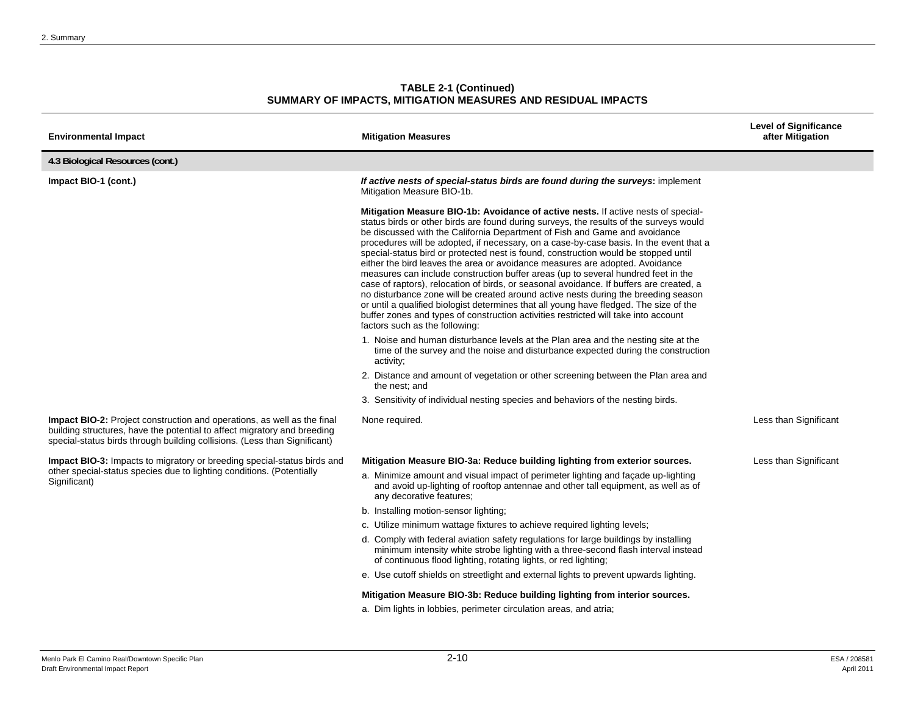**TABLE 2-1 (Continued)**
**SUMMARY OF IMPACTS, MITIGATION MEASURES AND RESIDUAL IMPACTS**

| Environmental Impact | Mitigation Measures | Level of Significance after Mitigation |
|---|---|---|
| **4.3 Biological Resources (cont.)** | | |
| **Impact BIO-1 (cont.)** | ***If active nests of special-status birds are found during the surveys*:** implement Mitigation Measure BIO-1b.<br><br>**Mitigation Measure BIO-1b: Avoidance of active nests.** If active nests of special-status birds or other birds are found during surveys, the results of the surveys would be discussed with the California Department of Fish and Game and avoidance procedures will be adopted, if necessary, on a case-by-case basis. In the event that a special-status bird or protected nest is found, construction would be stopped until either the bird leaves the area or avoidance measures are adopted. Avoidance measures can include construction buffer areas (up to several hundred feet in the case of raptors), relocation of birds, or seasonal avoidance. If buffers are created, a no disturbance zone will be created around active nests during the breeding season or until a qualified biologist determines that all young have fledged. The size of the buffer zones and types of construction activities restricted will take into account factors such as the following:<br>1. Noise and human disturbance levels at the Plan area and the nesting site at the time of the survey and the noise and disturbance expected during the construction activity;<br>2. Distance and amount of vegetation or other screening between the Plan area and the nest; and<br>3. Sensitivity of individual nesting species and behaviors of the nesting birds. | |
| **Impact BIO-2:** Project construction and operations, as well as the final building structures, have the potential to affect migratory and breeding special-status birds through building collisions. (Less than Significant) | None required. | Less than Significant |
| **Impact BIO-3:** Impacts to migratory or breeding special-status birds and other special-status species due to lighting conditions. (Potentially Significant) | **Mitigation Measure BIO-3a: Reduce building lighting from exterior sources.**<br>a. Minimize amount and visual impact of perimeter lighting and façade up-lighting and avoid up-lighting of rooftop antennae and other tall equipment, as well as of any decorative features;<br>b. Installing motion-sensor lighting;<br>c. Utilize minimum wattage fixtures to achieve required lighting levels;<br>d. Comply with federal aviation safety regulations for large buildings by installing minimum intensity white strobe lighting with a three-second flash interval instead of continuous flood lighting, rotating lights, or red lighting;<br>e. Use cutoff shields on streetlight and external lights to prevent upwards lighting.<br><br>**Mitigation Measure BIO-3b: Reduce building lighting from interior sources.**<br>a. Dim lights in lobbies, perimeter circulation areas, and atria; | Less than Significant |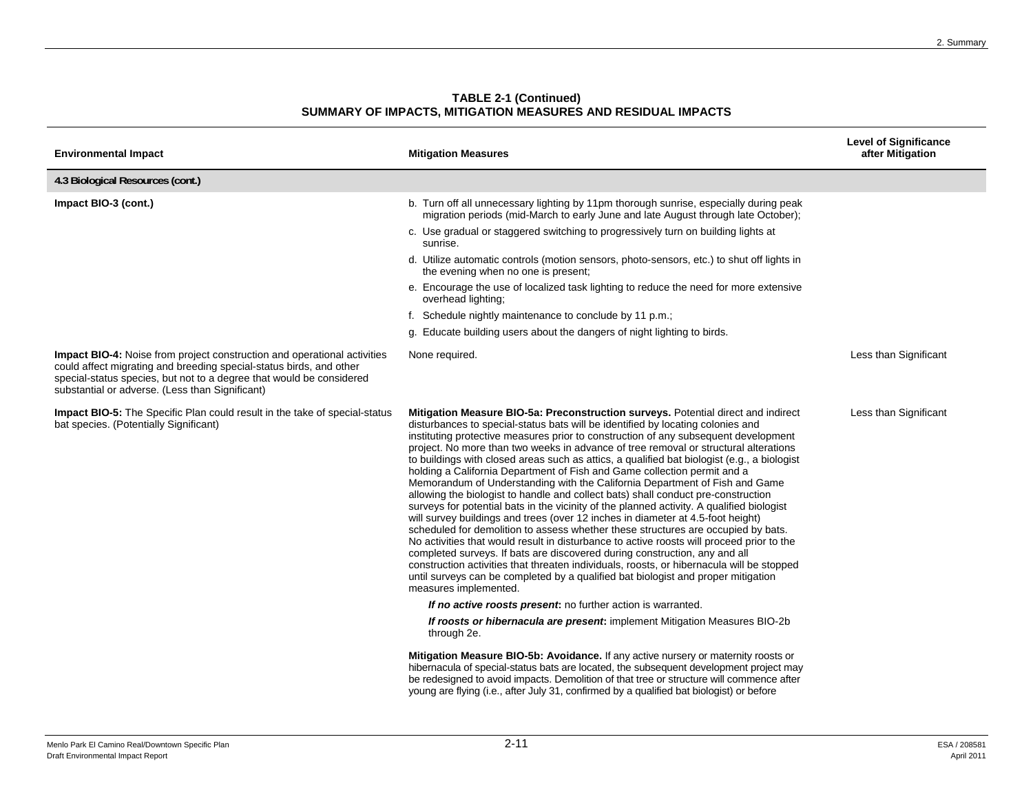**TABLE 2-1 (Continued)**
**SUMMARY OF IMPACTS, MITIGATION MEASURES AND RESIDUAL IMPACTS**

| Environmental Impact | Mitigation Measures | Level of Significance after Mitigation |
|---|---|---|
| **4.3 Biological Resources (cont.)** | | |
| **Impact BIO-3 (cont.)** | b. Turn off all unnecessary lighting by 11pm thorough sunrise, especially during peak migration periods (mid-March to early June and late August through late October);<br>c. Use gradual or staggered switching to progressively turn on building lights at sunrise.<br>d. Utilize automatic controls (motion sensors, photo-sensors, etc.) to shut off lights in the evening when no one is present;<br>e. Encourage the use of localized task lighting to reduce the need for more extensive overhead lighting;<br>f. Schedule nightly maintenance to conclude by 11 p.m.;<br>g. Educate building users about the dangers of night lighting to birds. | |
| **Impact BIO-4:** Noise from project construction and operational activities could affect migrating and breeding special-status birds, and other special-status species, but not to a degree that would be considered substantial or adverse. (Less than Significant) | None required. | Less than Significant |
| **Impact BIO-5:** The Specific Plan could result in the take of special-status bat species. (Potentially Significant) | **Mitigation Measure BIO-5a: Preconstruction surveys.** Potential direct and indirect disturbances to special-status bats will be identified by locating colonies and instituting protective measures prior to construction of any subsequent development project. No more than two weeks in advance of tree removal or structural alterations to buildings with closed areas such as attics, a qualified bat biologist (e.g., a biologist holding a California Department of Fish and Game collection permit and a Memorandum of Understanding with the California Department of Fish and Game allowing the biologist to handle and collect bats) shall conduct pre-construction surveys for potential bats in the vicinity of the planned activity. A qualified biologist will survey buildings and trees (over 12 inches in diameter at 4.5-foot height) scheduled for demolition to assess whether these structures are occupied by bats. No activities that would result in disturbance to active roosts will proceed prior to the completed surveys. If bats are discovered during construction, any and all construction activities that threaten individuals, roosts, or hibernacula will be stopped until surveys can be completed by a qualified bat biologist and proper mitigation measures implemented.<br>***If no active roosts present*:** no further action is warranted.<br>***If roosts or hibernacula are present*:** implement Mitigation Measures BIO-2b through 2e.<br><br>**Mitigation Measure BIO-5b: Avoidance.** If any active nursery or maternity roosts or hibernacula of special-status bats are located, the subsequent development project may be redesigned to avoid impacts. Demolition of that tree or structure will commence after young are flying (i.e., after July 31, confirmed by a qualified bat biologist) or before | Less than Significant |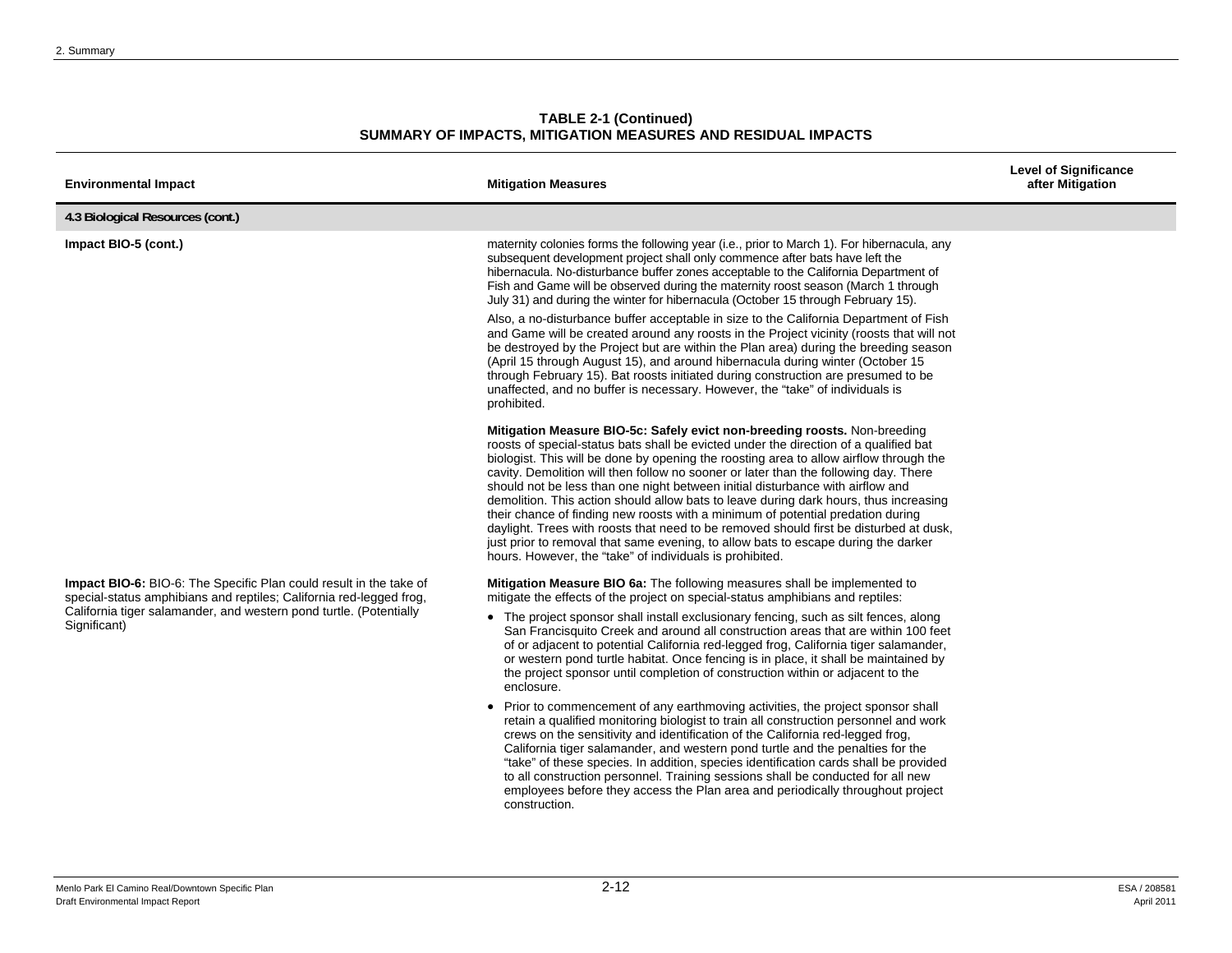**TABLE 2-1 (Continued)**
**SUMMARY OF IMPACTS, MITIGATION MEASURES AND RESIDUAL IMPACTS**

| Environmental Impact | Mitigation Measures | Level of Significance after Mitigation |
|---|---|---|
| **4.3 Biological Resources (cont.)** | | |
| **Impact BIO-5 (cont.)** | maternity colonies forms the following year (i.e., prior to March 1). For hibernacula, any subsequent development project shall only commence after bats have left the hibernacula. No-disturbance buffer zones acceptable to the California Department of Fish and Game will be observed during the maternity roost season (March 1 through July 31) and during the winter for hibernacula (October 15 through February 15).<br><br>Also, a no-disturbance buffer acceptable in size to the California Department of Fish and Game will be created around any roosts in the Project vicinity (roosts that will not be destroyed by the Project but are within the Plan area) during the breeding season (April 15 through August 15), and around hibernacula during winter (October 15 through February 15). Bat roosts initiated during construction are presumed to be unaffected, and no buffer is necessary. However, the "take" of individuals is prohibited.<br><br>**Mitigation Measure BIO-5c: Safely evict non-breeding roosts.** Non-breeding roosts of special-status bats shall be evicted under the direction of a qualified bat biologist. This will be done by opening the roosting area to allow airflow through the cavity. Demolition will then follow no sooner or later than the following day. There should not be less than one night between initial disturbance with airflow and demolition. This action should allow bats to leave during dark hours, thus increasing their chance of finding new roosts with a minimum of potential predation during daylight. Trees with roosts that need to be removed should first be disturbed at dusk, just prior to removal that same evening, to allow bats to escape during the darker hours. However, the "take" of individuals is prohibited. | |
| **Impact BIO-6:** BIO-6: The Specific Plan could result in the take of special-status amphibians and reptiles; California red-legged frog, California tiger salamander, and western pond turtle. (Potentially Significant) | **Mitigation Measure BIO 6a:** The following measures shall be implemented to mitigate the effects of the project on special-status amphibians and reptiles:<br><br>• The project sponsor shall install exclusionary fencing, such as silt fences, along San Francisquito Creek and around all construction areas that are within 100 feet of or adjacent to potential California red-legged frog, California tiger salamander, or western pond turtle habitat. Once fencing is in place, it shall be maintained by the project sponsor until completion of construction within or adjacent to the enclosure.<br><br>• Prior to commencement of any earthmoving activities, the project sponsor shall retain a qualified monitoring biologist to train all construction personnel and work crews on the sensitivity and identification of the California red-legged frog, California tiger salamander, and western pond turtle and the penalties for the "take" of these species. In addition, species identification cards shall be provided to all construction personnel. Training sessions shall be conducted for all new employees before they access the Plan area and periodically throughout project construction. | |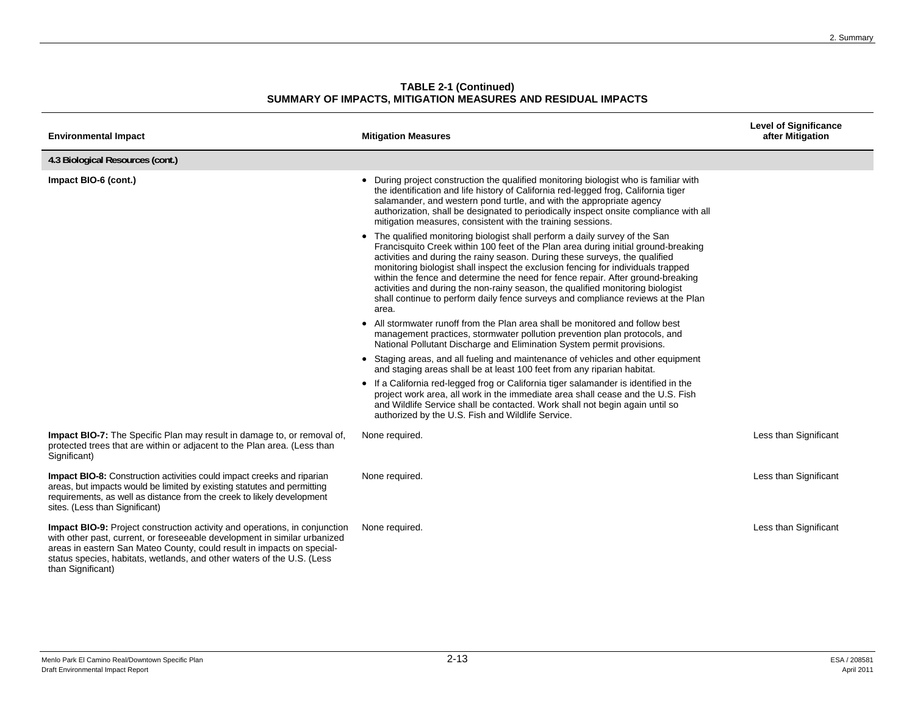**TABLE 2-1 (Continued)**
**SUMMARY OF IMPACTS, MITIGATION MEASURES AND RESIDUAL IMPACTS**

| Environmental Impact | Mitigation Measures | Level of Significance after Mitigation |
|---|---|---|
| **4.3 Biological Resources (cont.)** | | |
| **Impact BIO-6 (cont.)** | • During project construction the qualified monitoring biologist who is familiar with the identification and life history of California red-legged frog, California tiger salamander, and western pond turtle, and with the appropriate agency authorization, shall be designated to periodically inspect onsite compliance with all mitigation measures, consistent with the training sessions.<br>• The qualified monitoring biologist shall perform a daily survey of the San Francisquito Creek within 100 feet of the Plan area during initial ground-breaking activities and during the rainy season. During these surveys, the qualified monitoring biologist shall inspect the exclusion fencing for individuals trapped within the fence and determine the need for fence repair. After ground-breaking activities and during the non-rainy season, the qualified monitoring biologist shall continue to perform daily fence surveys and compliance reviews at the Plan area.<br>• All stormwater runoff from the Plan area shall be monitored and follow best management practices, stormwater pollution prevention plan protocols, and National Pollutant Discharge and Elimination System permit provisions.<br>• Staging areas, and all fueling and maintenance of vehicles and other equipment and staging areas shall be at least 100 feet from any riparian habitat.<br>• If a California red-legged frog or California tiger salamander is identified in the project work area, all work in the immediate area shall cease and the U.S. Fish and Wildlife Service shall be contacted. Work shall not begin again until so authorized by the U.S. Fish and Wildlife Service. | |
| **Impact BIO-7:** The Specific Plan may result in damage to, or removal of, protected trees that are within or adjacent to the Plan area. (Less than Significant) | None required. | Less than Significant |
| **Impact BIO-8:** Construction activities could impact creeks and riparian areas, but impacts would be limited by existing statutes and permitting requirements, as well as distance from the creek to likely development sites. (Less than Significant) | None required. | Less than Significant |
| **Impact BIO-9:** Project construction activity and operations, in conjunction with other past, current, or foreseeable development in similar urbanized areas in eastern San Mateo County, could result in impacts on special-status species, habitats, wetlands, and other waters of the U.S. (Less than Significant) | None required. | Less than Significant |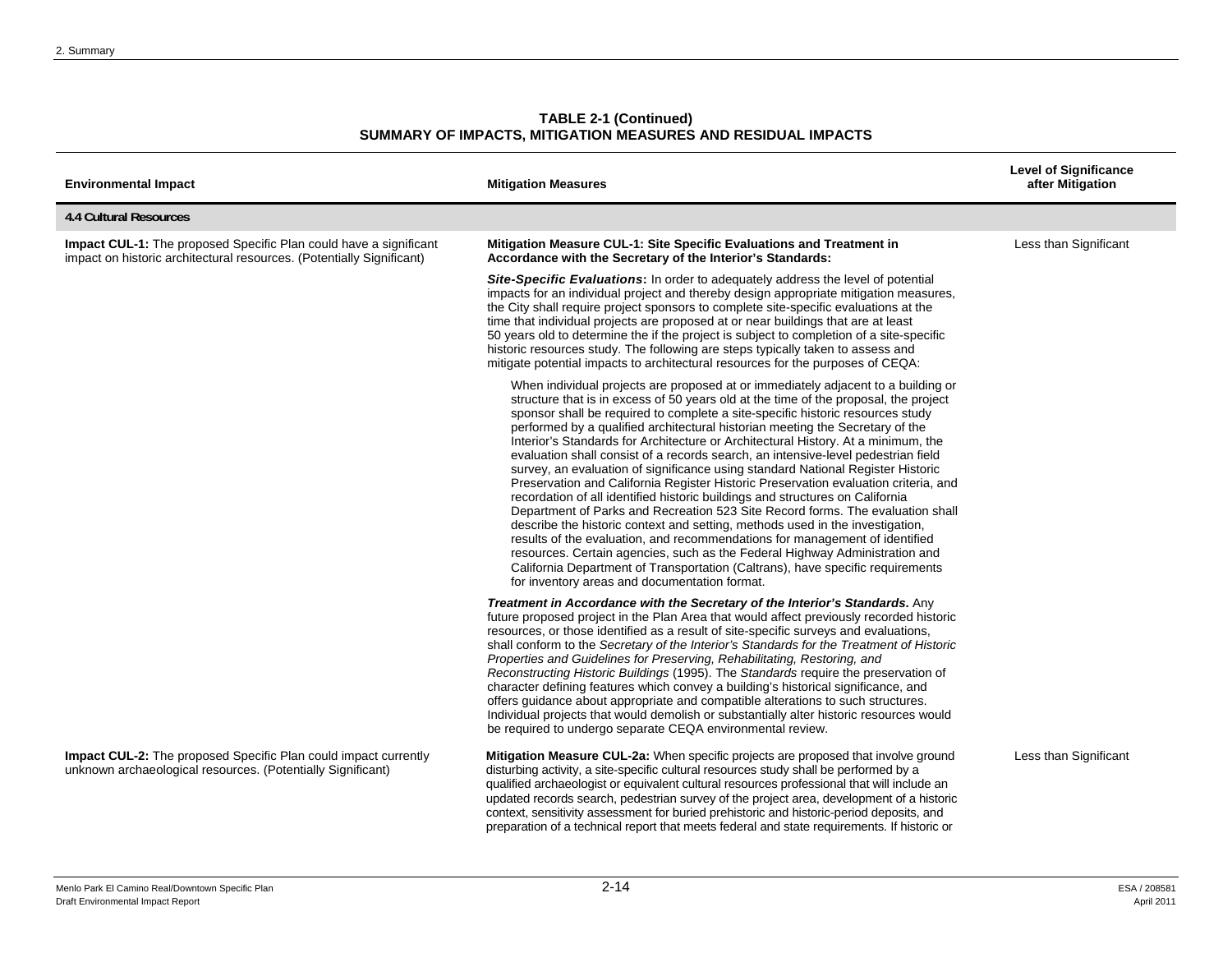**TABLE 2-1 (Continued)**
**SUMMARY OF IMPACTS, MITIGATION MEASURES AND RESIDUAL IMPACTS**

| Environmental Impact | Mitigation Measures | Level of Significance after Mitigation |
|---|---|---|
| **4.4 Cultural Resources** | | |
| **Impact CUL-1:** The proposed Specific Plan could have a significant impact on historic architectural resources. (Potentially Significant) | **Mitigation Measure CUL-1: Site Specific Evaluations and Treatment in Accordance with the Secretary of the Interior's Standards:**<br><br>***Site-Specific Evaluations*:** In order to adequately address the level of potential impacts for an individual project and thereby design appropriate mitigation measures, the City shall require project sponsors to complete site-specific evaluations at the time that individual projects are proposed at or near buildings that are at least 50 years old to determine the if the project is subject to completion of a site-specific historic resources study. The following are steps typically taken to assess and mitigate potential impacts to architectural resources for the purposes of CEQA:<br><br>When individual projects are proposed at or immediately adjacent to a building or structure that is in excess of 50 years old at the time of the proposal, the project sponsor shall be required to complete a site-specific historic resources study performed by a qualified architectural historian meeting the Secretary of the Interior's Standards for Architecture or Architectural History. At a minimum, the evaluation shall consist of a records search, an intensive-level pedestrian field survey, an evaluation of significance using standard National Register Historic Preservation and California Register Historic Preservation evaluation criteria, and recordation of all identified historic buildings and structures on California Department of Parks and Recreation 523 Site Record forms. The evaluation shall describe the historic context and setting, methods used in the investigation, results of the evaluation, and recommendations for management of identified resources. Certain agencies, such as the Federal Highway Administration and California Department of Transportation (Caltrans), have specific requirements for inventory areas and documentation format.<br><br>***Treatment in Accordance with the Secretary of the Interior's Standards*.** Any future proposed project in the Plan Area that would affect previously recorded historic resources, or those identified as a result of site-specific surveys and evaluations, shall conform to the *Secretary of the Interior's Standards for the Treatment of Historic Properties and Guidelines for Preserving, Rehabilitating, Restoring, and Reconstructing Historic Buildings* (1995). The *Standards* require the preservation of character defining features which convey a building's historical significance, and offers guidance about appropriate and compatible alterations to such structures. Individual projects that would demolish or substantially alter historic resources would be required to undergo separate CEQA environmental review. | Less than Significant |
| **Impact CUL-2:** The proposed Specific Plan could impact currently unknown archaeological resources. (Potentially Significant) | **Mitigation Measure CUL-2a:** When specific projects are proposed that involve ground disturbing activity, a site-specific cultural resources study shall be performed by a qualified archaeologist or equivalent cultural resources professional that will include an updated records search, pedestrian survey of the project area, development of a historic context, sensitivity assessment for buried prehistoric and historic-period deposits, and preparation of a technical report that meets federal and state requirements. If historic or | Less than Significant |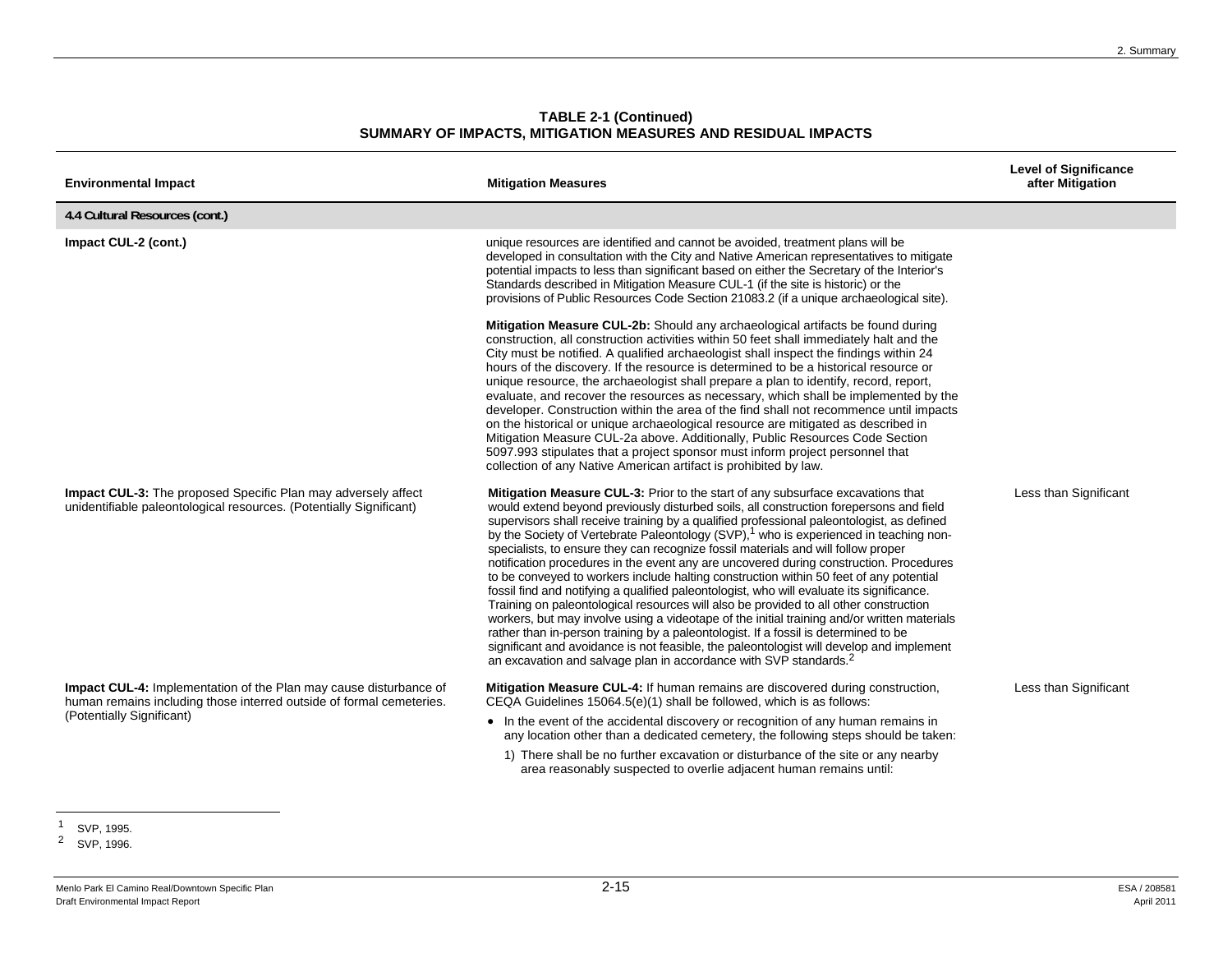**TABLE 2-1 (Continued)**
**SUMMARY OF IMPACTS, MITIGATION MEASURES AND RESIDUAL IMPACTS**

| Environmental Impact | Mitigation Measures | Level of Significance after Mitigation |
|---|---|---|
| **4.4 Cultural Resources (cont.)** | | |
| **Impact CUL-2 (cont.)** | unique resources are identified and cannot be avoided, treatment plans will be developed in consultation with the City and Native American representatives to mitigate potential impacts to less than significant based on either the Secretary of the Interior's Standards described in Mitigation Measure CUL-1 (if the site is historic) or the provisions of Public Resources Code Section 21083.2 (if a unique archaeological site).<br><br>**Mitigation Measure CUL-2b:** Should any archaeological artifacts be found during construction, all construction activities within 50 feet shall immediately halt and the City must be notified. A qualified archaeologist shall inspect the findings within 24 hours of the discovery. If the resource is determined to be a historical resource or unique resource, the archaeologist shall prepare a plan to identify, record, report, evaluate, and recover the resources as necessary, which shall be implemented by the developer. Construction within the area of the find shall not recommence until impacts on the historical or unique archaeological resource are mitigated as described in Mitigation Measure CUL-2a above. Additionally, Public Resources Code Section 5097.993 stipulates that a project sponsor must inform project personnel that collection of any Native American artifact is prohibited by law. | |
| **Impact CUL-3:** The proposed Specific Plan may adversely affect unidentifiable paleontological resources. (Potentially Significant) | **Mitigation Measure CUL-3:** Prior to the start of any subsurface excavations that would extend beyond previously disturbed soils, all construction forepersons and field supervisors shall receive training by a qualified professional paleontologist, as defined by the Society of Vertebrate Paleontology (SVP),[1] who is experienced in teaching non-specialists, to ensure they can recognize fossil materials and will follow proper notification procedures in the event any are uncovered during construction. Procedures to be conveyed to workers include halting construction within 50 feet of any potential fossil find and notifying a qualified paleontologist, who will evaluate its significance. Training on paleontological resources will also be provided to all other construction workers, but may involve using a videotape of the initial training and/or written materials rather than in-person training by a paleontologist. If a fossil is determined to be significant and avoidance is not feasible, the paleontologist will develop and implement an excavation and salvage plan in accordance with SVP standards.[2] | Less than Significant |
| **Impact CUL-4:** Implementation of the Plan may cause disturbance of human remains including those interred outside of formal cemeteries. (Potentially Significant) | **Mitigation Measure CUL-4:** If human remains are discovered during construction, CEQA Guidelines 15064.5(e)(1) shall be followed, which is as follows:<br><br>• In the event of the accidental discovery or recognition of any human remains in any location other than a dedicated cemetery, the following steps should be taken:<br><br>1) There shall be no further excavation or disturbance of the site or any nearby area reasonably suspected to overlie adjacent human remains until: | Less than Significant |

[1] SVP, 1995.
[2] SVP, 1996.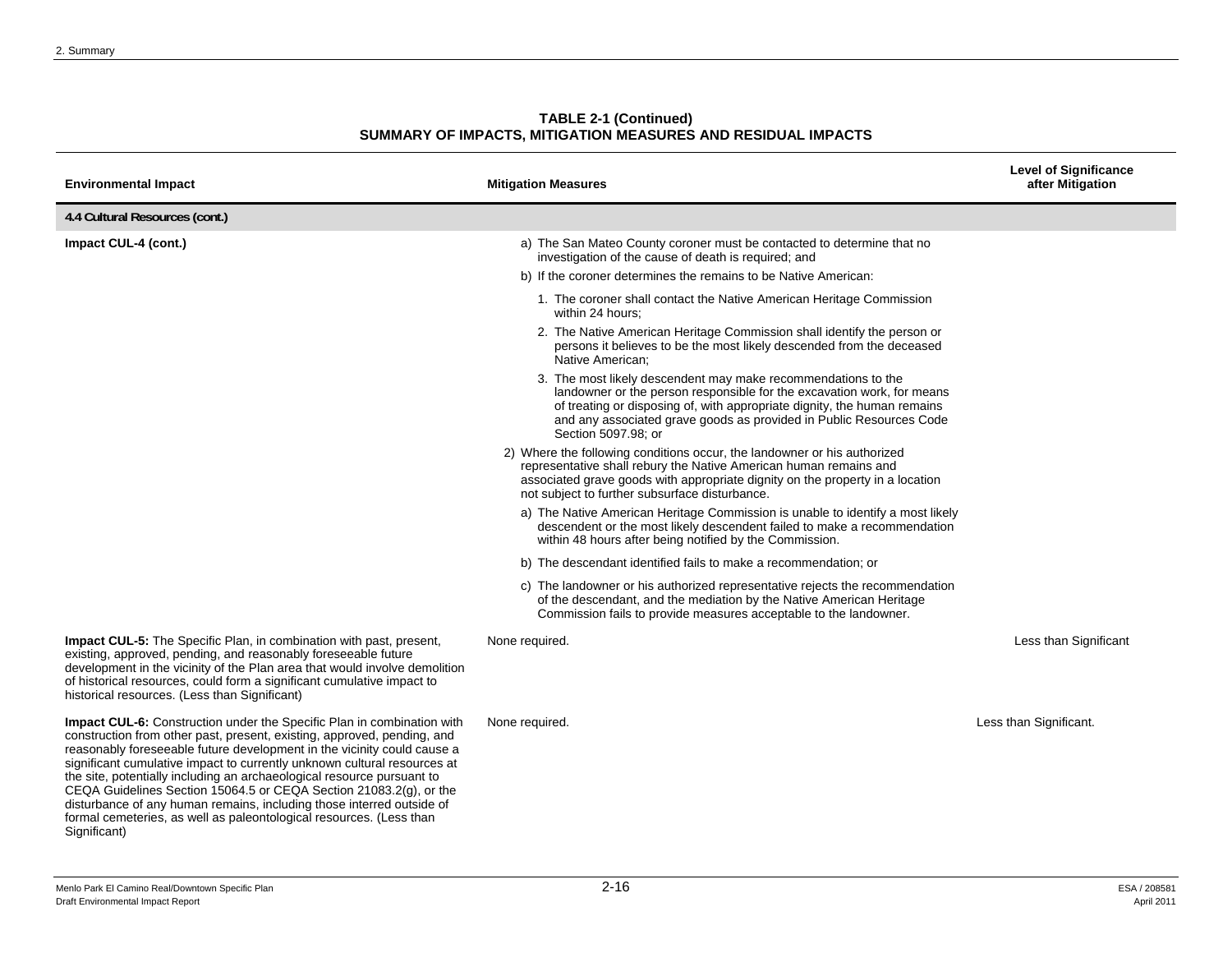**TABLE 2-1 (Continued)**
**SUMMARY OF IMPACTS, MITIGATION MEASURES AND RESIDUAL IMPACTS**

| Environmental Impact | Mitigation Measures | Level of Significance after Mitigation |
|---|---|---|
| **4.4 Cultural Resources (cont.)** | | |
| **Impact CUL-4 (cont.)** | a) The San Mateo County coroner must be contacted to determine that no investigation of the cause of death is required; and<br>b) If the coroner determines the remains to be Native American:<br>1. The coroner shall contact the Native American Heritage Commission within 24 hours;<br>2. The Native American Heritage Commission shall identify the person or persons it believes to be the most likely descended from the deceased Native American;<br>3. The most likely descendent may make recommendations to the landowner or the person responsible for the excavation work, for means of treating or disposing of, with appropriate dignity, the human remains and any associated grave goods as provided in Public Resources Code Section 5097.98; or<br>2) Where the following conditions occur, the landowner or his authorized representative shall rebury the Native American human remains and associated grave goods with appropriate dignity on the property in a location not subject to further subsurface disturbance.<br>a) The Native American Heritage Commission is unable to identify a most likely descendent or the most likely descendent failed to make a recommendation within 48 hours after being notified by the Commission.<br>b) The descendant identified fails to make a recommendation; or<br>c) The landowner or his authorized representative rejects the recommendation of the descendant, and the mediation by the Native American Heritage Commission fails to provide measures acceptable to the landowner. | |
| **Impact CUL-5:** The Specific Plan, in combination with past, present, existing, approved, pending, and reasonably foreseeable future development in the vicinity of the Plan area that would involve demolition of historical resources, could form a significant cumulative impact to historical resources. (Less than Significant) | None required. | Less than Significant |
| **Impact CUL-6:** Construction under the Specific Plan in combination with construction from other past, present, existing, approved, pending, and reasonably foreseeable future development in the vicinity could cause a significant cumulative impact to currently unknown cultural resources at the site, potentially including an archaeological resource pursuant to CEQA Guidelines Section 15064.5 or CEQA Section 21083.2(g), or the disturbance of any human remains, including those interred outside of formal cemeteries, as well as paleontological resources. (Less than Significant) | None required. | Less than Significant. |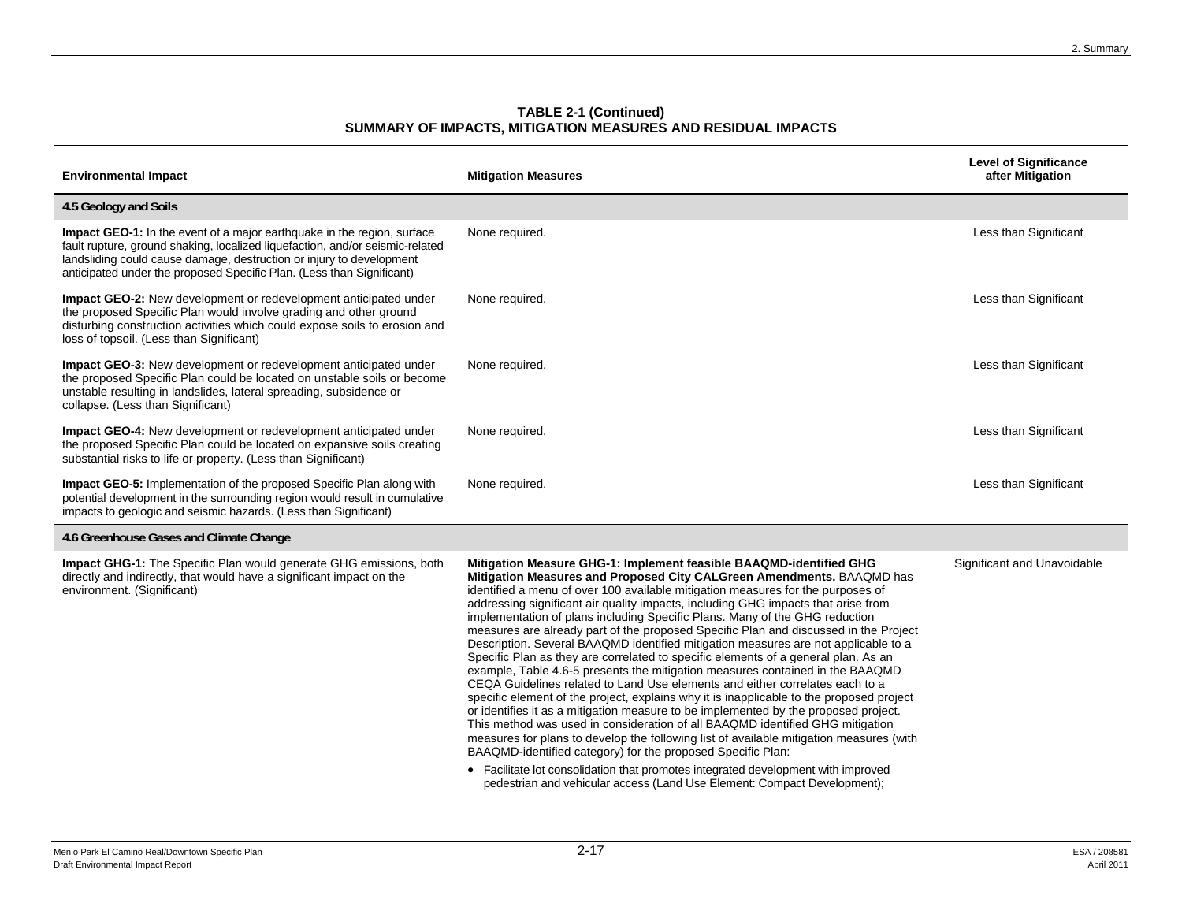**TABLE 2-1 (Continued)**
**SUMMARY OF IMPACTS, MITIGATION MEASURES AND RESIDUAL IMPACTS**

| Environmental Impact | Mitigation Measures | Level of Significance after Mitigation |
|---|---|---|
| **4.5 Geology and Soils** | | |
| **Impact GEO-1:** In the event of a major earthquake in the region, surface fault rupture, ground shaking, localized liquefaction, and/or seismic-related landsliding could cause damage, destruction or injury to development anticipated under the proposed Specific Plan. (Less than Significant) | None required. | Less than Significant |
| **Impact GEO-2:** New development or redevelopment anticipated under the proposed Specific Plan would involve grading and other ground disturbing construction activities which could expose soils to erosion and loss of topsoil. (Less than Significant) | None required. | Less than Significant |
| **Impact GEO-3:** New development or redevelopment anticipated under the proposed Specific Plan could be located on unstable soils or become unstable resulting in landslides, lateral spreading, subsidence or collapse. (Less than Significant) | None required. | Less than Significant |
| **Impact GEO-4:** New development or redevelopment anticipated under the proposed Specific Plan could be located on expansive soils creating substantial risks to life or property. (Less than Significant) | None required. | Less than Significant |
| **Impact GEO-5:** Implementation of the proposed Specific Plan along with potential development in the surrounding region would result in cumulative impacts to geologic and seismic hazards. (Less than Significant) | None required. | Less than Significant |
| **4.6 Greenhouse Gases and Climate Change** | | |
| **Impact GHG-1:** The Specific Plan would generate GHG emissions, both directly and indirectly, that would have a significant impact on the environment. (Significant) | **Mitigation Measure GHG-1: Implement feasible BAAQMD-identified GHG Mitigation Measures and Proposed City CALGreen Amendments.** BAAQMD has identified a menu of over 100 available mitigation measures for the purposes of addressing significant air quality impacts, including GHG impacts that arise from implementation of plans including Specific Plans. Many of the GHG reduction measures are already part of the proposed Specific Plan and discussed in the Project Description. Several BAAQMD identified mitigation measures are not applicable to a Specific Plan as they are correlated to specific elements of a general plan. As an example, Table 4.6-5 presents the mitigation measures contained in the BAAQMD CEQA Guidelines related to Land Use elements and either correlates each to a specific element of the project, explains why it is inapplicable to the proposed project or identifies it as a mitigation measure to be implemented by the proposed project. This method was used in consideration of all BAAQMD identified GHG mitigation measures for plans to develop the following list of available mitigation measures (with BAAQMD-identified category) for the proposed Specific Plan:<br>• Facilitate lot consolidation that promotes integrated development with improved pedestrian and vehicular access (Land Use Element: Compact Development); | Significant and Unavoidable |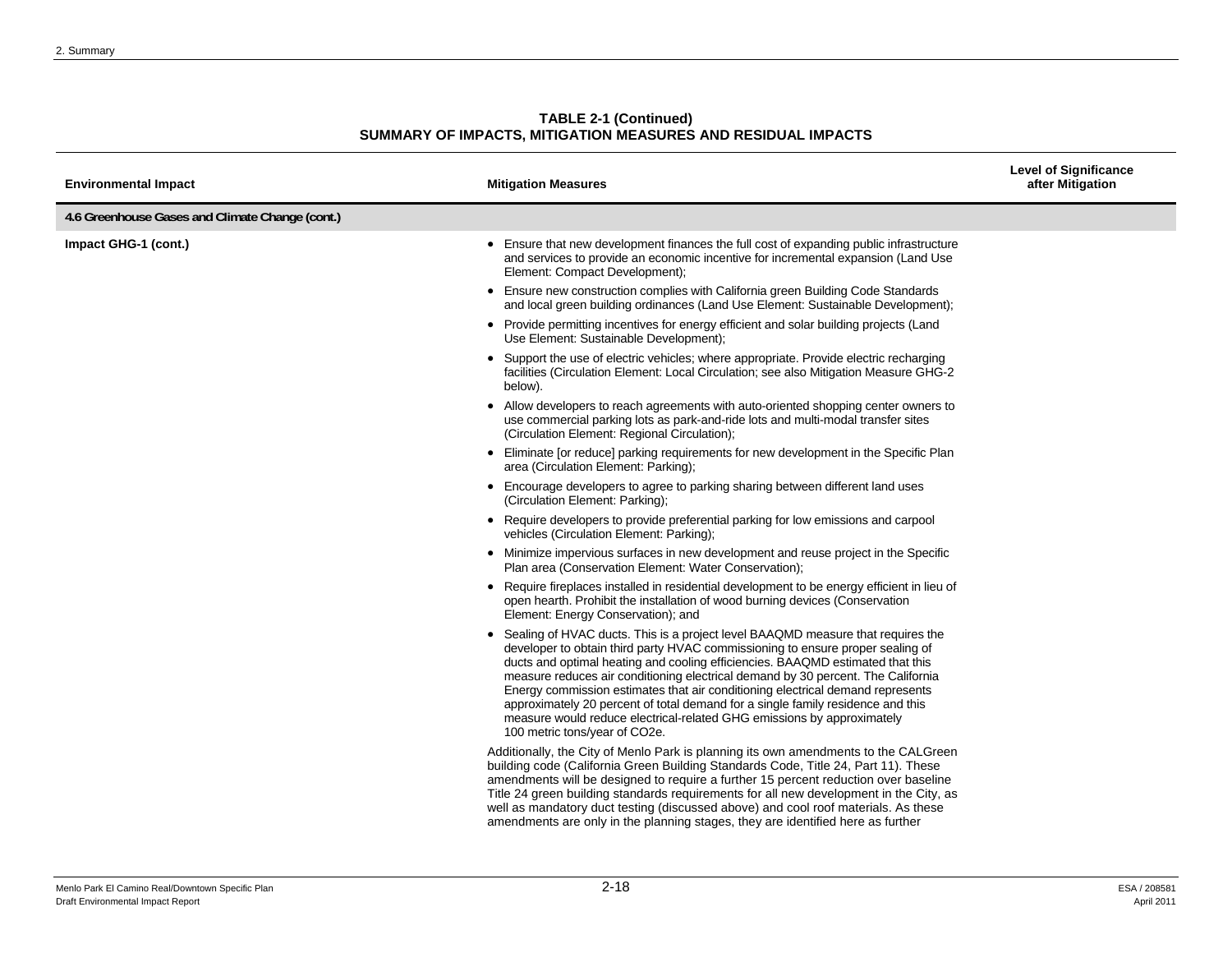**TABLE 2-1 (Continued)**
**SUMMARY OF IMPACTS, MITIGATION MEASURES AND RESIDUAL IMPACTS**

| Environmental Impact | Mitigation Measures | Level of Significance after Mitigation |
|---|---|---|
| **4.6 Greenhouse Gases and Climate Change (cont.)** | | |
| **Impact GHG-1 (cont.)** | • Ensure that new development finances the full cost of expanding public infrastructure and services to provide an economic incentive for incremental expansion (Land Use Element: Compact Development);<br>• Ensure new construction complies with California green Building Code Standards and local green building ordinances (Land Use Element: Sustainable Development);<br>• Provide permitting incentives for energy efficient and solar building projects (Land Use Element: Sustainable Development);<br>• Support the use of electric vehicles; where appropriate. Provide electric recharging facilities (Circulation Element: Local Circulation; see also Mitigation Measure GHG-2 below).<br>• Allow developers to reach agreements with auto-oriented shopping center owners to use commercial parking lots as park-and-ride lots and multi-modal transfer sites (Circulation Element: Regional Circulation);<br>• Eliminate [or reduce] parking requirements for new development in the Specific Plan area (Circulation Element: Parking);<br>• Encourage developers to agree to parking sharing between different land uses (Circulation Element: Parking);<br>• Require developers to provide preferential parking for low emissions and carpool vehicles (Circulation Element: Parking);<br>• Minimize impervious surfaces in new development and reuse project in the Specific Plan area (Conservation Element: Water Conservation);<br>• Require fireplaces installed in residential development to be energy efficient in lieu of open hearth. Prohibit the installation of wood burning devices (Conservation Element: Energy Conservation); and<br>• Sealing of HVAC ducts. This is a project level BAAQMD measure that requires the developer to obtain third party HVAC commissioning to ensure proper sealing of ducts and optimal heating and cooling efficiencies. BAAQMD estimated that this measure reduces air conditioning electrical demand by 30 percent. The California Energy commission estimates that air conditioning electrical demand represents approximately 20 percent of total demand for a single family residence and this measure would reduce electrical-related GHG emissions by approximately 100 metric tons/year of CO2e.<br><br>Additionally, the City of Menlo Park is planning its own amendments to the CALGreen building code (California Green Building Standards Code, Title 24, Part 11). These amendments will be designed to require a further 15 percent reduction over baseline Title 24 green building standards requirements for all new development in the City, as well as mandatory duct testing (discussed above) and cool roof materials. As these amendments are only in the planning stages, they are identified here as further | |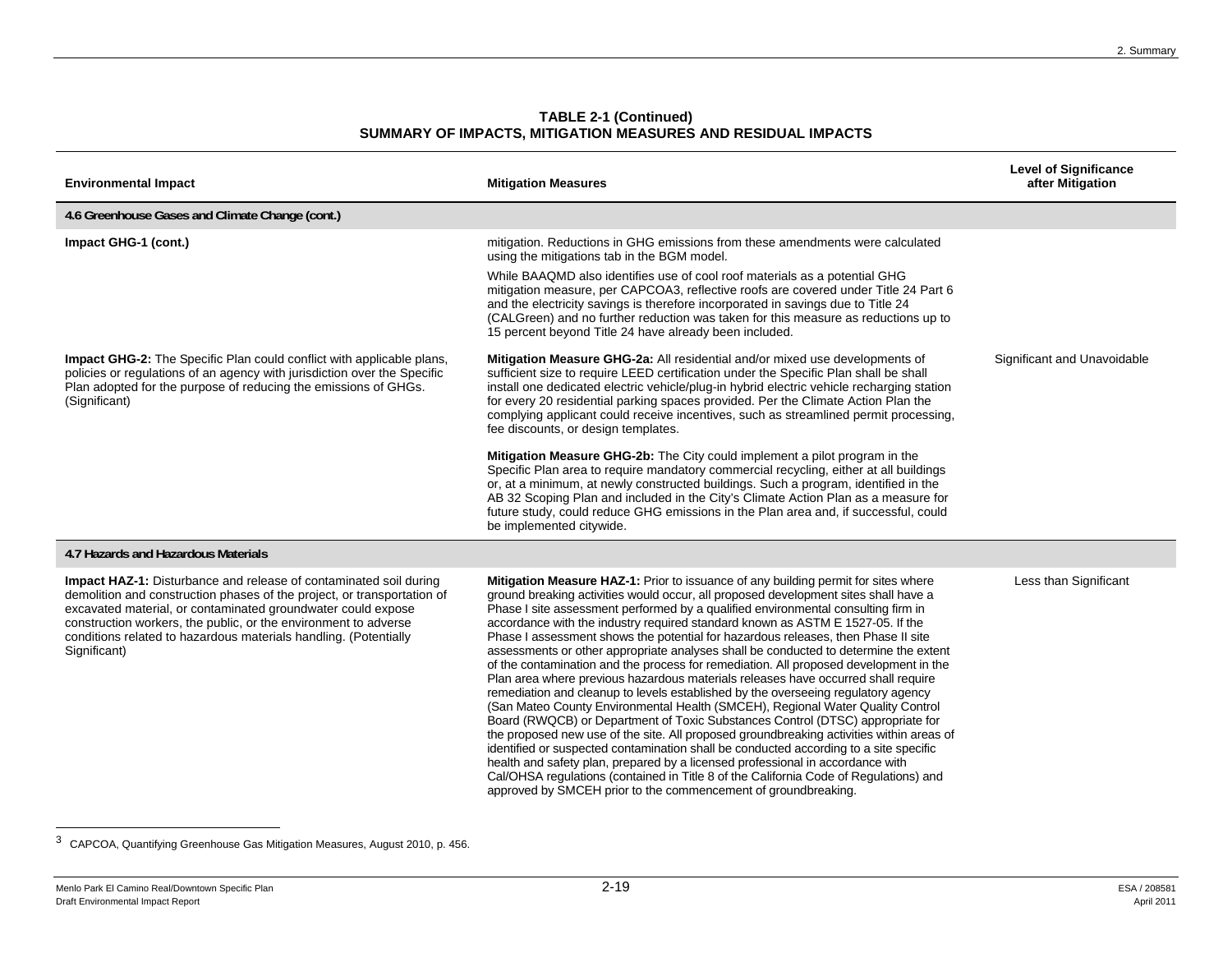**TABLE 2-1 (Continued)**
**SUMMARY OF IMPACTS, MITIGATION MEASURES AND RESIDUAL IMPACTS**

| Environmental Impact | Mitigation Measures | Level of Significance after Mitigation |
|---|---|---|
| **4.6 Greenhouse Gases and Climate Change (cont.)** | | |
| **Impact GHG-1 (cont.)** | mitigation. Reductions in GHG emissions from these amendments were calculated using the mitigations tab in the BGM model.<br><br>While BAAQMD also identifies use of cool roof materials as a potential GHG mitigation measure, per CAPCOA3, reflective roofs are covered under Title 24 Part 6 and the electricity savings is therefore incorporated in savings due to Title 24 (CALGreen) and no further reduction was taken for this measure as reductions up to 15 percent beyond Title 24 have already been included. | |
| **Impact GHG-2:** The Specific Plan could conflict with applicable plans, policies or regulations of an agency with jurisdiction over the Specific Plan adopted for the purpose of reducing the emissions of GHGs. (Significant) | **Mitigation Measure GHG-2a:** All residential and/or mixed use developments of sufficient size to require LEED certification under the Specific Plan shall be shall install one dedicated electric vehicle/plug-in hybrid electric vehicle recharging station for every 20 residential parking spaces provided. Per the Climate Action Plan the complying applicant could receive incentives, such as streamlined permit processing, fee discounts, or design templates.<br><br>**Mitigation Measure GHG-2b:** The City could implement a pilot program in the Specific Plan area to require mandatory commercial recycling, either at all buildings or, at a minimum, at newly constructed buildings. Such a program, identified in the AB 32 Scoping Plan and included in the City's Climate Action Plan as a measure for future study, could reduce GHG emissions in the Plan area and, if successful, could be implemented citywide. | Significant and Unavoidable |
| **4.7 Hazards and Hazardous Materials** | | |
| **Impact HAZ-1:** Disturbance and release of contaminated soil during demolition and construction phases of the project, or transportation of excavated material, or contaminated groundwater could expose construction workers, the public, or the environment to adverse conditions related to hazardous materials handling. (Potentially Significant) | **Mitigation Measure HAZ-1:** Prior to issuance of any building permit for sites where ground breaking activities would occur, all proposed development sites shall have a Phase I site assessment performed by a qualified environmental consulting firm in accordance with the industry required standard known as ASTM E 1527-05. If the Phase I assessment shows the potential for hazardous releases, then Phase II site assessments or other appropriate analyses shall be conducted to determine the extent of the contamination and the process for remediation. All proposed development in the Plan area where previous hazardous materials releases have occurred shall require remediation and cleanup to levels established by the overseeing regulatory agency (San Mateo County Environmental Health (SMCEH), Regional Water Quality Control Board (RWQCB) or Department of Toxic Substances Control (DTSC) appropriate for the proposed new use of the site. All proposed groundbreaking activities within areas of identified or suspected contamination shall be conducted according to a site specific health and safety plan, prepared by a licensed professional in accordance with Cal/OHSA regulations (contained in Title 8 of the California Code of Regulations) and approved by SMCEH prior to the commencement of groundbreaking. | Less than Significant |

[3] CAPCOA, Quantifying Greenhouse Gas Mitigation Measures, August 2010, p. 456.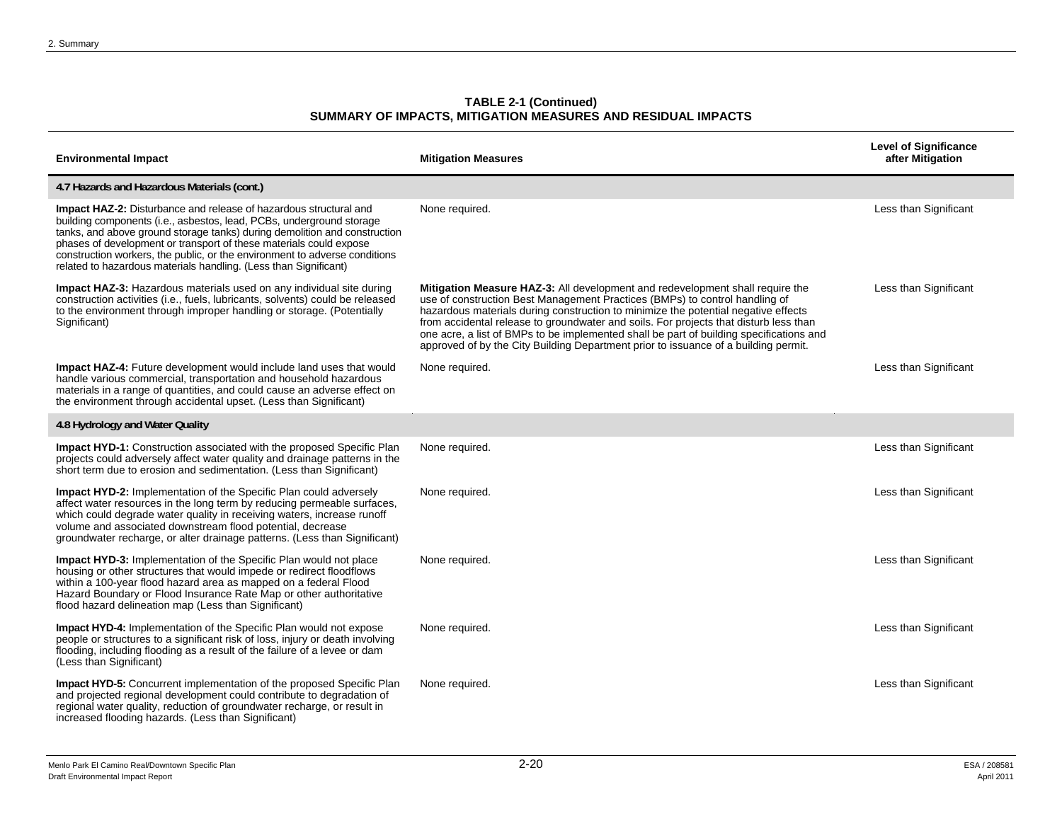**TABLE 2-1 (Continued)**
**SUMMARY OF IMPACTS, MITIGATION MEASURES AND RESIDUAL IMPACTS**

| Environmental Impact | Mitigation Measures | Level of Significance after Mitigation |
|---|---|---|
| **4.7 Hazards and Hazardous Materials (cont.)** | | |
| **Impact HAZ-2:** Disturbance and release of hazardous structural and building components (i.e., asbestos, lead, PCBs, underground storage tanks, and above ground storage tanks) during demolition and construction phases of development or transport of these materials could expose construction workers, the public, or the environment to adverse conditions related to hazardous materials handling. (Less than Significant) | None required. | Less than Significant |
| **Impact HAZ-3:** Hazardous materials used on any individual site during construction activities (i.e., fuels, lubricants, solvents) could be released to the environment through improper handling or storage. (Potentially Significant) | **Mitigation Measure HAZ-3:** All development and redevelopment shall require the use of construction Best Management Practices (BMPs) to control handling of hazardous materials during construction to minimize the potential negative effects from accidental release to groundwater and soils. For projects that disturb less than one acre, a list of BMPs to be implemented shall be part of building specifications and approved of by the City Building Department prior to issuance of a building permit. | Less than Significant |
| **Impact HAZ-4:** Future development would include land uses that would handle various commercial, transportation and household hazardous materials in a range of quantities, and could cause an adverse effect on the environment through accidental upset. (Less than Significant) | None required. | Less than Significant |
| **4.8 Hydrology and Water Quality** | | |
| **Impact HYD-1:** Construction associated with the proposed Specific Plan projects could adversely affect water quality and drainage patterns in the short term due to erosion and sedimentation. (Less than Significant) | None required. | Less than Significant |
| **Impact HYD-2:** Implementation of the Specific Plan could adversely affect water resources in the long term by reducing permeable surfaces, which could degrade water quality in receiving waters, increase runoff volume and associated downstream flood potential, decrease groundwater recharge, or alter drainage patterns. (Less than Significant) | None required. | Less than Significant |
| **Impact HYD-3:** Implementation of the Specific Plan would not place housing or other structures that would impede or redirect floodflows within a 100-year flood hazard area as mapped on a federal Flood Hazard Boundary or Flood Insurance Rate Map or other authoritative flood hazard delineation map (Less than Significant) | None required. | Less than Significant |
| **Impact HYD-4:** Implementation of the Specific Plan would not expose people or structures to a significant risk of loss, injury or death involving flooding, including flooding as a result of the failure of a levee or dam (Less than Significant) | None required. | Less than Significant |
| **Impact HYD-5:** Concurrent implementation of the proposed Specific Plan and projected regional development could contribute to degradation of regional water quality, reduction of groundwater recharge, or result in increased flooding hazards. (Less than Significant) | None required. | Less than Significant |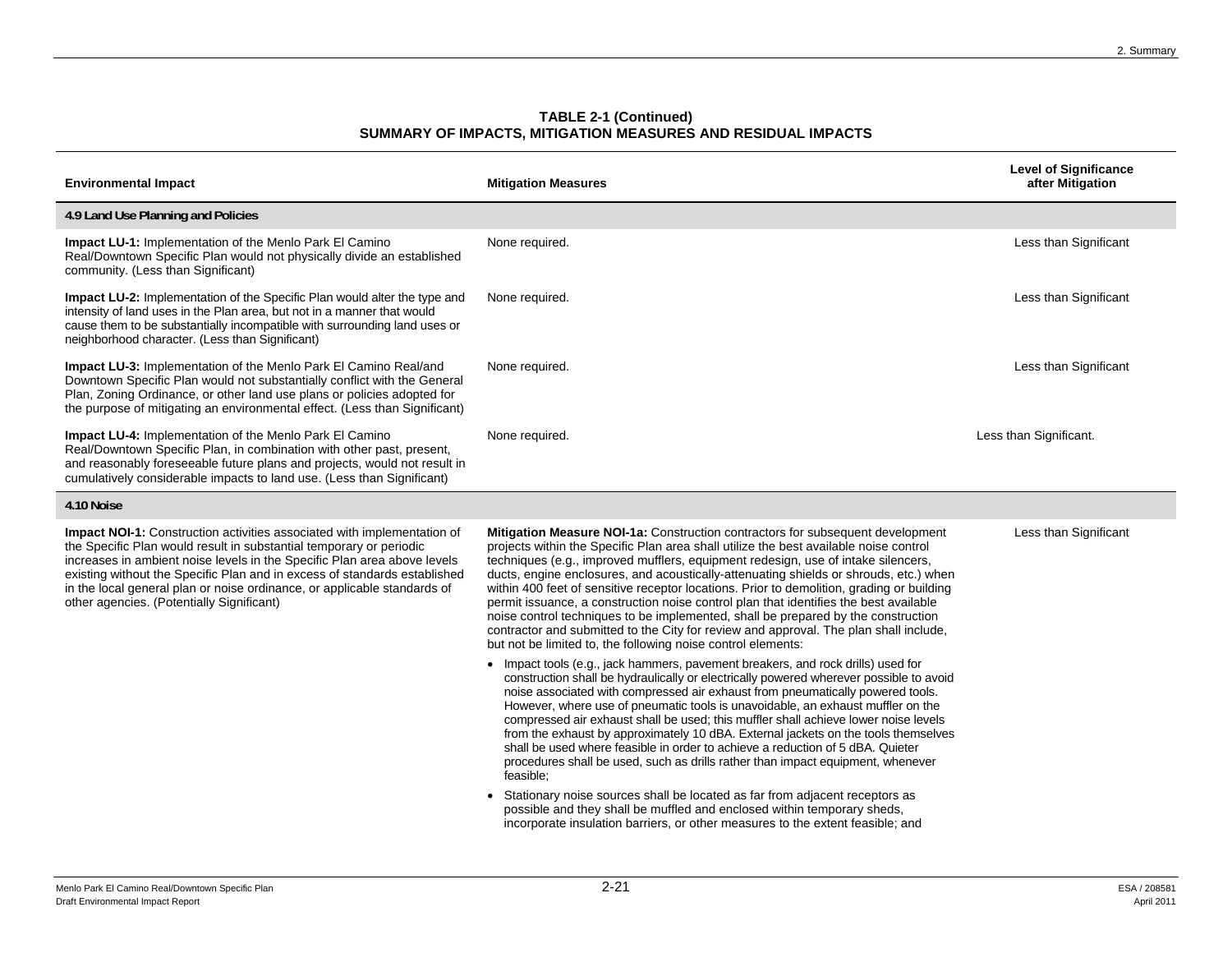**TABLE 2-1 (Continued)**
**SUMMARY OF IMPACTS, MITIGATION MEASURES AND RESIDUAL IMPACTS**

| Environmental Impact | Mitigation Measures | Level of Significance after Mitigation |
|---|---|---|
| **4.9 Land Use Planning and Policies** | | |
| **Impact LU-1:** Implementation of the Menlo Park El Camino Real/Downtown Specific Plan would not physically divide an established community. (Less than Significant) | None required. | Less than Significant |
| **Impact LU-2:** Implementation of the Specific Plan would alter the type and intensity of land uses in the Plan area, but not in a manner that would cause them to be substantially incompatible with surrounding land uses or neighborhood character. (Less than Significant) | None required. | Less than Significant |
| **Impact LU-3:** Implementation of the Menlo Park El Camino Real/and Downtown Specific Plan would not substantially conflict with the General Plan, Zoning Ordinance, or other land use plans or policies adopted for the purpose of mitigating an environmental effect. (Less than Significant) | None required. | Less than Significant |
| **Impact LU-4:** Implementation of the Menlo Park El Camino Real/Downtown Specific Plan, in combination with other past, present, and reasonably foreseeable future plans and projects, would not result in cumulatively considerable impacts to land use. (Less than Significant) | None required. | Less than Significant. |
| **4.10 Noise** | | |
| **Impact NOI-1:** Construction activities associated with implementation of the Specific Plan would result in substantial temporary or periodic increases in ambient noise levels in the Specific Plan area above levels existing without the Specific Plan and in excess of standards established in the local general plan or noise ordinance, or applicable standards of other agencies. (Potentially Significant) | **Mitigation Measure NOI-1a:** Construction contractors for subsequent development projects within the Specific Plan area shall utilize the best available noise control techniques (e.g., improved mufflers, equipment redesign, use of intake silencers, ducts, engine enclosures, and acoustically-attenuating shields or shrouds, etc.) when within 400 feet of sensitive receptor locations. Prior to demolition, grading or building permit issuance, a construction noise control plan that identifies the best available noise control techniques to be implemented, shall be prepared by the construction contractor and submitted to the City for review and approval. The plan shall include, but not be limited to, the following noise control elements:<br><br>• Impact tools (e.g., jack hammers, pavement breakers, and rock drills) used for construction shall be hydraulically or electrically powered wherever possible to avoid noise associated with compressed air exhaust from pneumatically powered tools. However, where use of pneumatic tools is unavoidable, an exhaust muffler on the compressed air exhaust shall be used; this muffler shall achieve lower noise levels from the exhaust by approximately 10 dBA. External jackets on the tools themselves shall be used where feasible in order to achieve a reduction of 5 dBA. Quieter procedures shall be used, such as drills rather than impact equipment, whenever feasible;<br><br>• Stationary noise sources shall be located as far from adjacent receptors as possible and they shall be muffled and enclosed within temporary sheds, incorporate insulation barriers, or other measures to the extent feasible; and | Less than Significant |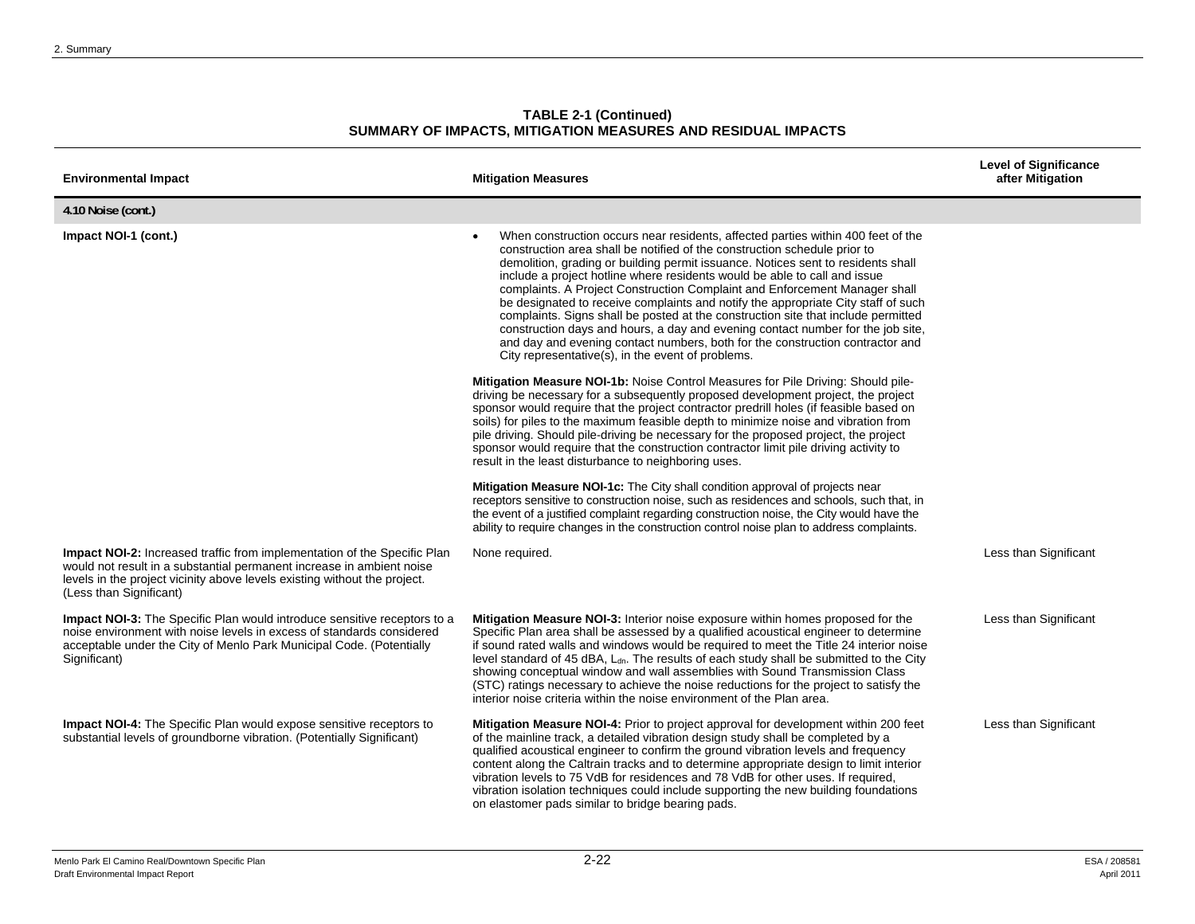**TABLE 2-1 (Continued)**
**SUMMARY OF IMPACTS, MITIGATION MEASURES AND RESIDUAL IMPACTS**

| Environmental Impact | Mitigation Measures | Level of Significance after Mitigation |
|---|---|---|
| **4.10 Noise (cont.)** | | |
| **Impact NOI-1 (cont.)** | • When construction occurs near residents, affected parties within 400 feet of the construction area shall be notified of the construction schedule prior to demolition, grading or building permit issuance. Notices sent to residents shall include a project hotline where residents would be able to call and issue complaints. A Project Construction Complaint and Enforcement Manager shall be designated to receive complaints and notify the appropriate City staff of such complaints. Signs shall be posted at the construction site that include permitted construction days and hours, a day and evening contact number for the job site, and day and evening contact numbers, both for the construction contractor and City representative(s), in the event of problems.<br><br>**Mitigation Measure NOI-1b:** Noise Control Measures for Pile Driving: Should pile-driving be necessary for a subsequently proposed development project, the project sponsor would require that the project contractor predrill holes (if feasible based on soils) for piles to the maximum feasible depth to minimize noise and vibration from pile driving. Should pile-driving be necessary for the proposed project, the project sponsor would require that the construction contractor limit pile driving activity to result in the least disturbance to neighboring uses.<br><br>**Mitigation Measure NOI-1c:** The City shall condition approval of projects near receptors sensitive to construction noise, such as residences and schools, such that, in the event of a justified complaint regarding construction noise, the City would have the ability to require changes in the construction control noise plan to address complaints. | |
| **Impact NOI-2:** Increased traffic from implementation of the Specific Plan would not result in a substantial permanent increase in ambient noise levels in the project vicinity above levels existing without the project. (Less than Significant) | None required. | Less than Significant |
| **Impact NOI-3:** The Specific Plan would introduce sensitive receptors to a noise environment with noise levels in excess of standards considered acceptable under the City of Menlo Park Municipal Code. (Potentially Significant) | **Mitigation Measure NOI-3:** Interior noise exposure within homes proposed for the Specific Plan area shall be assessed by a qualified acoustical engineer to determine if sound rated walls and windows would be required to meet the Title 24 interior noise level standard of 45 dBA, $L_{dn}$. The results of each study shall be submitted to the City showing conceptual window and wall assemblies with Sound Transmission Class (STC) ratings necessary to achieve the noise reductions for the project to satisfy the interior noise criteria within the noise environment of the Plan area. | Less than Significant |
| **Impact NOI-4:** The Specific Plan would expose sensitive receptors to substantial levels of groundborne vibration. (Potentially Significant) | **Mitigation Measure NOI-4:** Prior to project approval for development within 200 feet of the mainline track, a detailed vibration design study shall be completed by a qualified acoustical engineer to confirm the ground vibration levels and frequency content along the Caltrain tracks and to determine appropriate design to limit interior vibration levels to 75 VdB for residences and 78 VdB for other uses. If required, vibration isolation techniques could include supporting the new building foundations on elastomer pads similar to bridge bearing pads. | Less than Significant |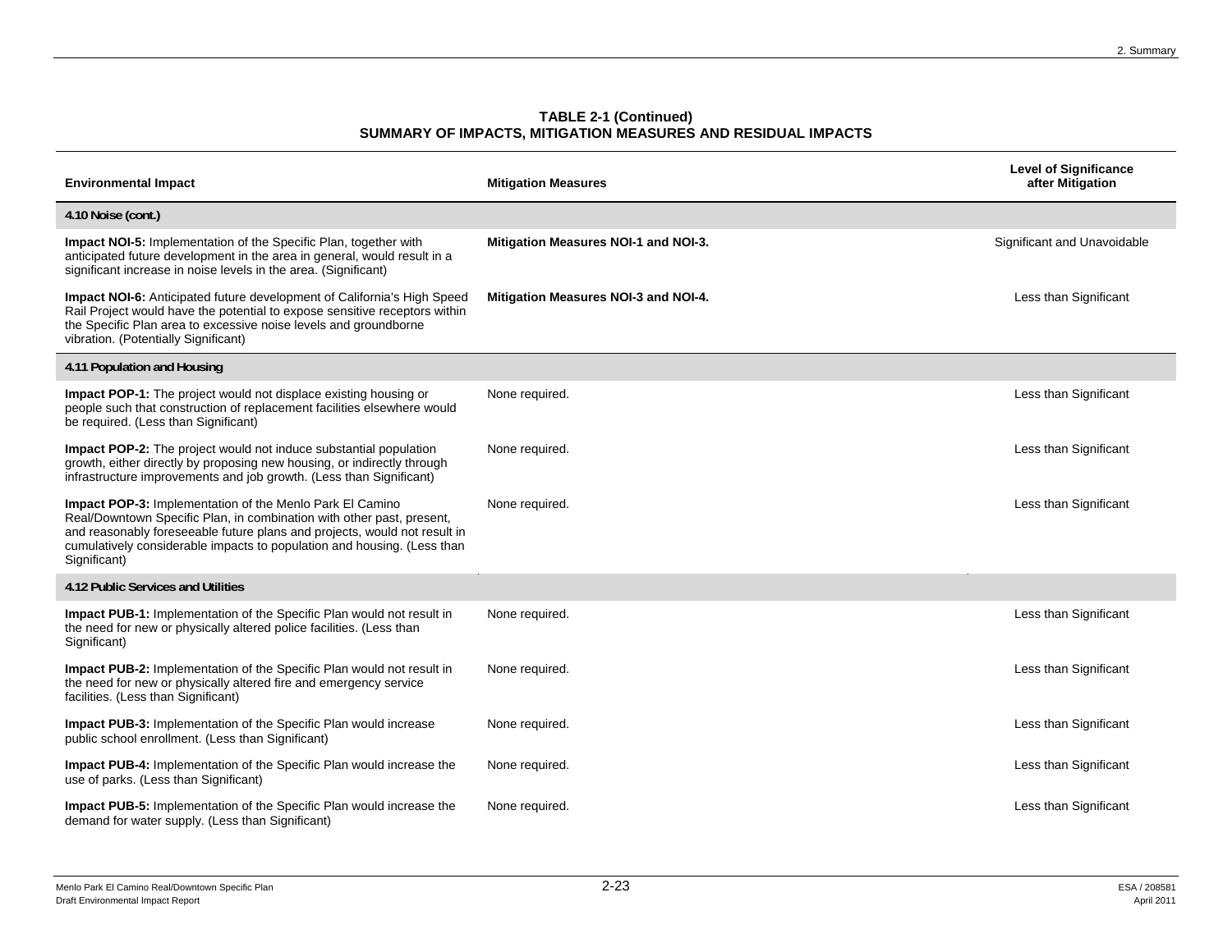**TABLE 2-1 (Continued)**
**SUMMARY OF IMPACTS, MITIGATION MEASURES AND RESIDUAL IMPACTS**

| Environmental Impact | Mitigation Measures | Level of Significance after Mitigation |
|---|---|---|
| **4.10 Noise (cont.)** | | |
| **Impact NOI-5:** Implementation of the Specific Plan, together with anticipated future development in the area in general, would result in a significant increase in noise levels in the area. (Significant) | **Mitigation Measures NOI-1 and NOI-3.** | Significant and Unavoidable |
| **Impact NOI-6:** Anticipated future development of California's High Speed Rail Project would have the potential to expose sensitive receptors within the Specific Plan area to excessive noise levels and groundborne vibration. (Potentially Significant) | **Mitigation Measures NOI-3 and NOI-4.** | Less than Significant |
| **4.11 Population and Housing** | | |
| **Impact POP-1:** The project would not displace existing housing or people such that construction of replacement facilities elsewhere would be required. (Less than Significant) | None required. | Less than Significant |
| **Impact POP-2:** The project would not induce substantial population growth, either directly by proposing new housing, or indirectly through infrastructure improvements and job growth. (Less than Significant) | None required. | Less than Significant |
| **Impact POP-3:** Implementation of the Menlo Park El Camino Real/Downtown Specific Plan, in combination with other past, present, and reasonably foreseeable future plans and projects, would not result in cumulatively considerable impacts to population and housing. (Less than Significant) | None required. | Less than Significant |
| **4.12 Public Services and Utilities** | | |
| **Impact PUB-1:** Implementation of the Specific Plan would not result in the need for new or physically altered police facilities. (Less than Significant) | None required. | Less than Significant |
| **Impact PUB-2:** Implementation of the Specific Plan would not result in the need for new or physically altered fire and emergency service facilities. (Less than Significant) | None required. | Less than Significant |
| **Impact PUB-3:** Implementation of the Specific Plan would increase public school enrollment. (Less than Significant) | None required. | Less than Significant |
| **Impact PUB-4:** Implementation of the Specific Plan would increase the use of parks. (Less than Significant) | None required. | Less than Significant |
| **Impact PUB-5:** Implementation of the Specific Plan would increase the demand for water supply. (Less than Significant) | None required. | Less than Significant |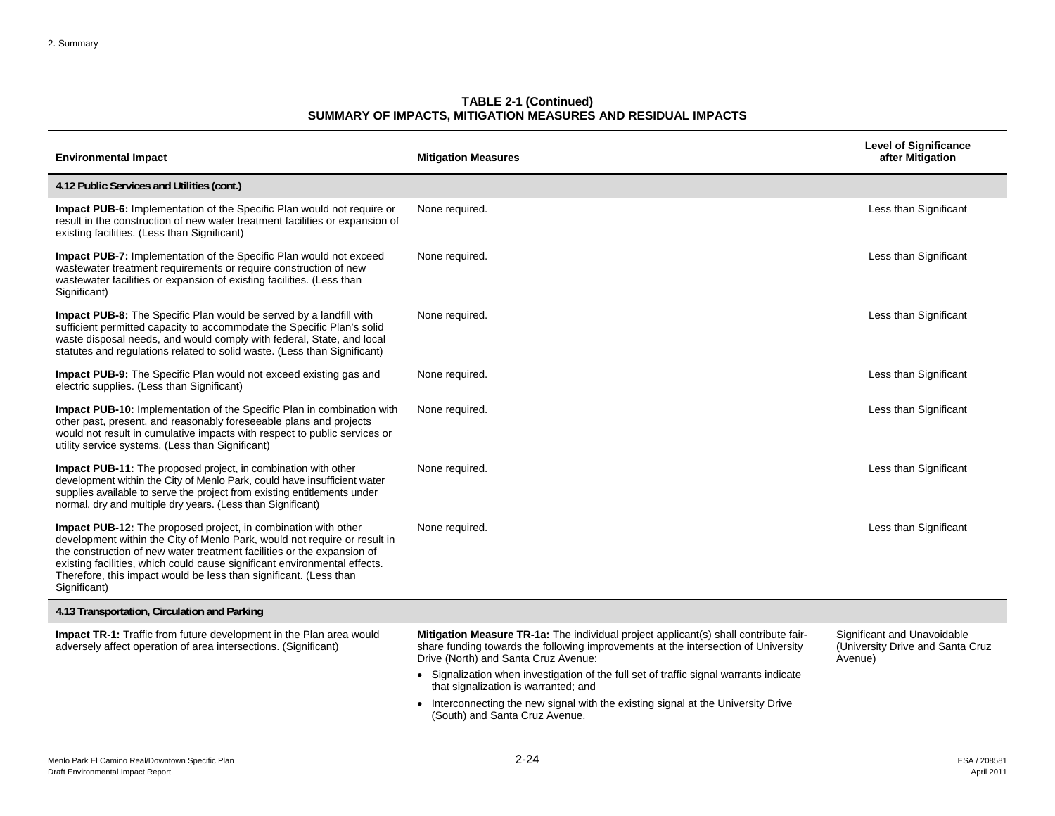**TABLE 2-1 (Continued)**
**SUMMARY OF IMPACTS, MITIGATION MEASURES AND RESIDUAL IMPACTS**

| Environmental Impact | Mitigation Measures | Level of Significance after Mitigation |
|---|---|---|
| **4.12 Public Services and Utilities (cont.)** | | |
| **Impact PUB-6:** Implementation of the Specific Plan would not require or result in the construction of new water treatment facilities or expansion of existing facilities. (Less than Significant) | None required. | Less than Significant |
| **Impact PUB-7:** Implementation of the Specific Plan would not exceed wastewater treatment requirements or require construction of new wastewater facilities or expansion of existing facilities. (Less than Significant) | None required. | Less than Significant |
| **Impact PUB-8:** The Specific Plan would be served by a landfill with sufficient permitted capacity to accommodate the Specific Plan's solid waste disposal needs, and would comply with federal, State, and local statutes and regulations related to solid waste. (Less than Significant) | None required. | Less than Significant |
| **Impact PUB-9:** The Specific Plan would not exceed existing gas and electric supplies. (Less than Significant) | None required. | Less than Significant |
| **Impact PUB-10:** Implementation of the Specific Plan in combination with other past, present, and reasonably foreseeable plans and projects would not result in cumulative impacts with respect to public services or utility service systems. (Less than Significant) | None required. | Less than Significant |
| **Impact PUB-11:** The proposed project, in combination with other development within the City of Menlo Park, could have insufficient water supplies available to serve the project from existing entitlements under normal, dry and multiple dry years. (Less than Significant) | None required. | Less than Significant |
| **Impact PUB-12:** The proposed project, in combination with other development within the City of Menlo Park, would not require or result in the construction of new water treatment facilities or the expansion of existing facilities, which could cause significant environmental effects. Therefore, this impact would be less than significant. (Less than Significant) | None required. | Less than Significant |
| **4.13 Transportation, Circulation and Parking** | | |
| **Impact TR-1:** Traffic from future development in the Plan area would adversely affect operation of area intersections. (Significant) | **Mitigation Measure TR-1a:** The individual project applicant(s) shall contribute fair-share funding towards the following improvements at the intersection of University Drive (North) and Santa Cruz Avenue:<br>• Signalization when investigation of the full set of traffic signal warrants indicate that signalization is warranted; and<br>• Interconnecting the new signal with the existing signal at the University Drive (South) and Santa Cruz Avenue. | Significant and Unavoidable (University Drive and Santa Cruz Avenue) |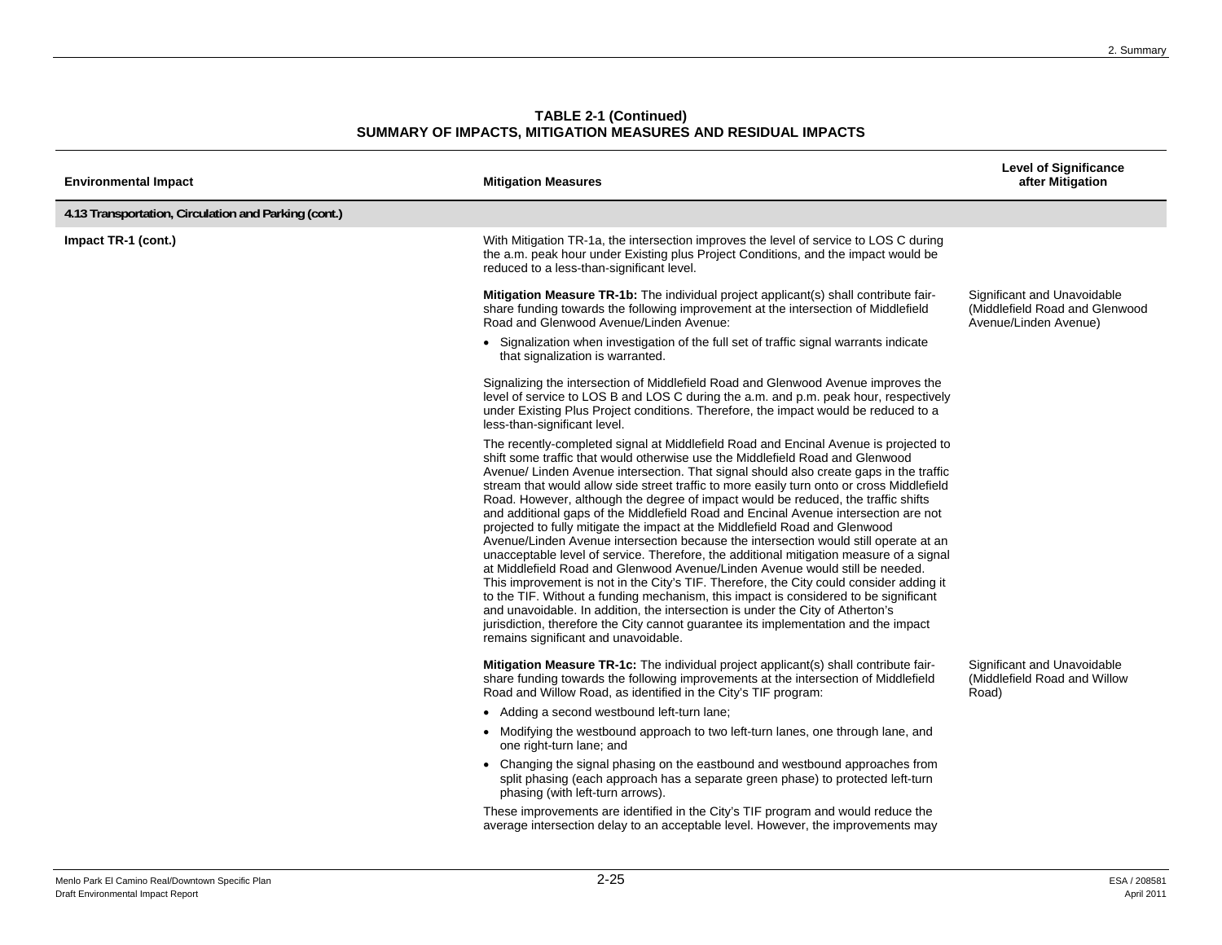**TABLE 2-1 (Continued)**
**SUMMARY OF IMPACTS, MITIGATION MEASURES AND RESIDUAL IMPACTS**

| Environmental Impact | Mitigation Measures | Level of Significance after Mitigation |
|---|---|---|
| **4.13 Transportation, Circulation and Parking (cont.)** | | |
| **Impact TR-1 (cont.)** | With Mitigation TR-1a, the intersection improves the level of service to LOS C during the a.m. peak hour under Existing plus Project Conditions, and the impact would be reduced to a less-than-significant level. | |
| | **Mitigation Measure TR-1b:** The individual project applicant(s) shall contribute fair-share funding towards the following improvement at the intersection of Middlefield Road and Glenwood Avenue/Linden Avenue:<br><br>• Signalization when investigation of the full set of traffic signal warrants indicate that signalization is warranted.<br><br>Signalizing the intersection of Middlefield Road and Glenwood Avenue improves the level of service to LOS B and LOS C during the a.m. and p.m. peak hour, respectively under Existing Plus Project conditions. Therefore, the impact would be reduced to a less-than-significant level.<br><br>The recently-completed signal at Middlefield Road and Encinal Avenue is projected to shift some traffic that would otherwise use the Middlefield Road and Glenwood Avenue/ Linden Avenue intersection. That signal should also create gaps in the traffic stream that would allow side street traffic to more easily turn onto or cross Middlefield Road. However, although the degree of impact would be reduced, the traffic shifts and additional gaps of the Middlefield Road and Encinal Avenue intersection are not projected to fully mitigate the impact at the Middlefield Road and Glenwood Avenue/Linden Avenue intersection because the intersection would still operate at an unacceptable level of service. Therefore, the additional mitigation measure of a signal at Middlefield Road and Glenwood Avenue/Linden Avenue would still be needed. This improvement is not in the City's TIF. Therefore, the City could consider adding it to the TIF. Without a funding mechanism, this impact is considered to be significant and unavoidable. In addition, the intersection is under the City of Atherton's jurisdiction, therefore the City cannot guarantee its implementation and the impact remains significant and unavoidable. | Significant and Unavoidable (Middlefield Road and Glenwood Avenue/Linden Avenue) |
| | **Mitigation Measure TR-1c:** The individual project applicant(s) shall contribute fair-share funding towards the following improvements at the intersection of Middlefield Road and Willow Road, as identified in the City's TIF program:<br><br>• Adding a second westbound left-turn lane;<br>• Modifying the westbound approach to two left-turn lanes, one through lane, and one right-turn lane; and<br>• Changing the signal phasing on the eastbound and westbound approaches from split phasing (each approach has a separate green phase) to protected left-turn phasing (with left-turn arrows).<br><br>These improvements are identified in the City's TIF program and would reduce the average intersection delay to an acceptable level. However, the improvements may | Significant and Unavoidable (Middlefield Road and Willow Road) |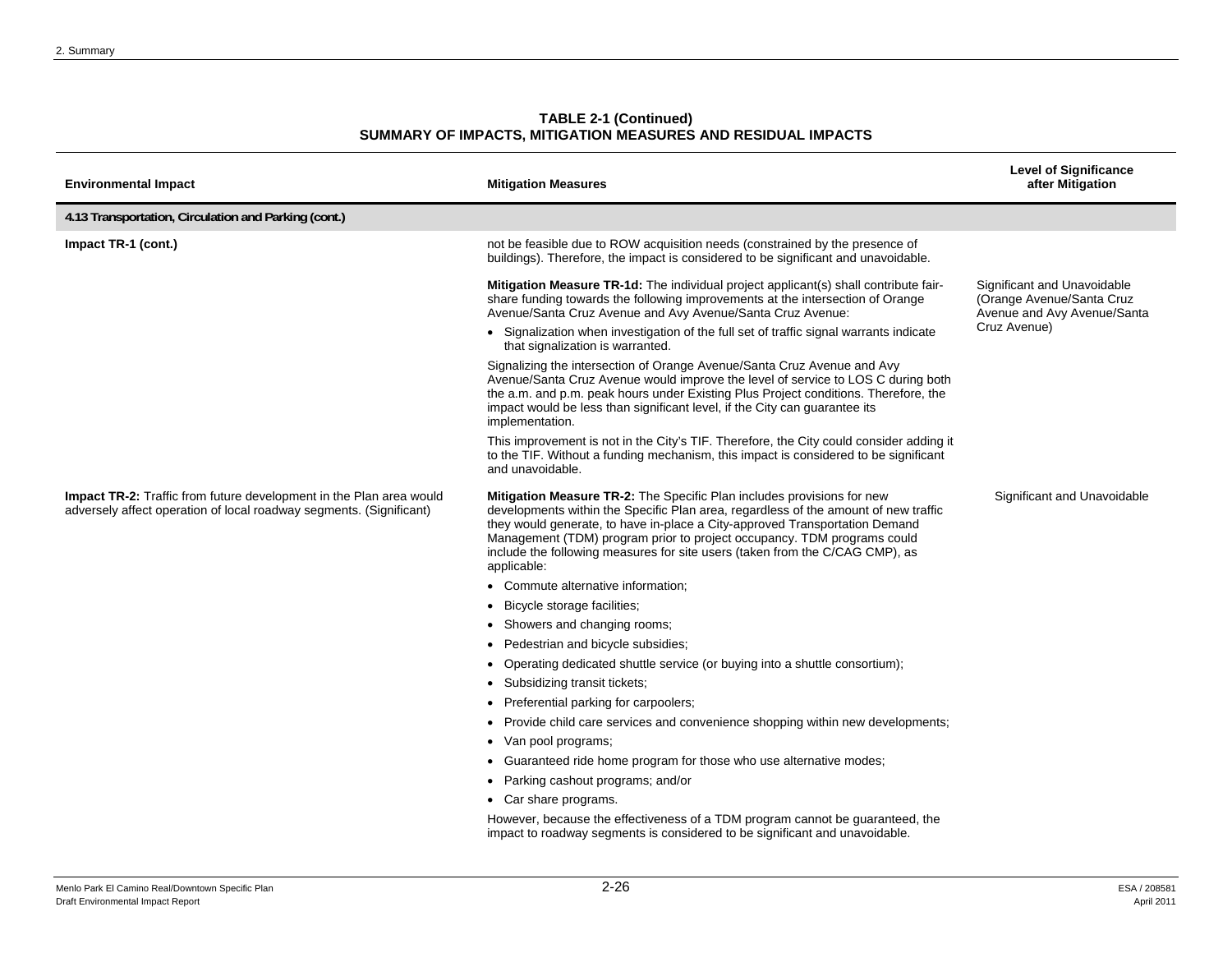**TABLE 2-1 (Continued)**
**SUMMARY OF IMPACTS, MITIGATION MEASURES AND RESIDUAL IMPACTS**

| Environmental Impact | Mitigation Measures | Level of Significance after Mitigation |
|---|---|---|
| **4.13 Transportation, Circulation and Parking (cont.)** | | |
| **Impact TR-1 (cont.)** | not be feasible due to ROW acquisition needs (constrained by the presence of buildings). Therefore, the impact is considered to be significant and unavoidable. | |
| | **Mitigation Measure TR-1d:** The individual project applicant(s) shall contribute fair-share funding towards the following improvements at the intersection of Orange Avenue/Santa Cruz Avenue and Avy Avenue/Santa Cruz Avenue:<br>• Signalization when investigation of the full set of traffic signal warrants indicate that signalization is warranted.<br>Signalizing the intersection of Orange Avenue/Santa Cruz Avenue and Avy Avenue/Santa Cruz Avenue would improve the level of service to LOS C during both the a.m. and p.m. peak hours under Existing Plus Project conditions. Therefore, the impact would be less than significant level, if the City can guarantee its implementation.<br>This improvement is not in the City's TIF. Therefore, the City could consider adding it to the TIF. Without a funding mechanism, this impact is considered to be significant and unavoidable. | Significant and Unavoidable (Orange Avenue/Santa Cruz Avenue and Avy Avenue/Santa Cruz Avenue) |
| **Impact TR-2:** Traffic from future development in the Plan area would adversely affect operation of local roadway segments. (Significant) | **Mitigation Measure TR-2:** The Specific Plan includes provisions for new developments within the Specific Plan area, regardless of the amount of new traffic they would generate, to have in-place a City-approved Transportation Demand Management (TDM) program prior to project occupancy. TDM programs could include the following measures for site users (taken from the C/CAG CMP), as applicable:<br>• Commute alternative information;<br>• Bicycle storage facilities;<br>• Showers and changing rooms;<br>• Pedestrian and bicycle subsidies;<br>• Operating dedicated shuttle service (or buying into a shuttle consortium);<br>• Subsidizing transit tickets;<br>• Preferential parking for carpoolers;<br>• Provide child care services and convenience shopping within new developments;<br>• Van pool programs;<br>• Guaranteed ride home program for those who use alternative modes;<br>• Parking cashout programs; and/or<br>• Car share programs.<br>However, because the effectiveness of a TDM program cannot be guaranteed, the impact to roadway segments is considered to be significant and unavoidable. | Significant and Unavoidable |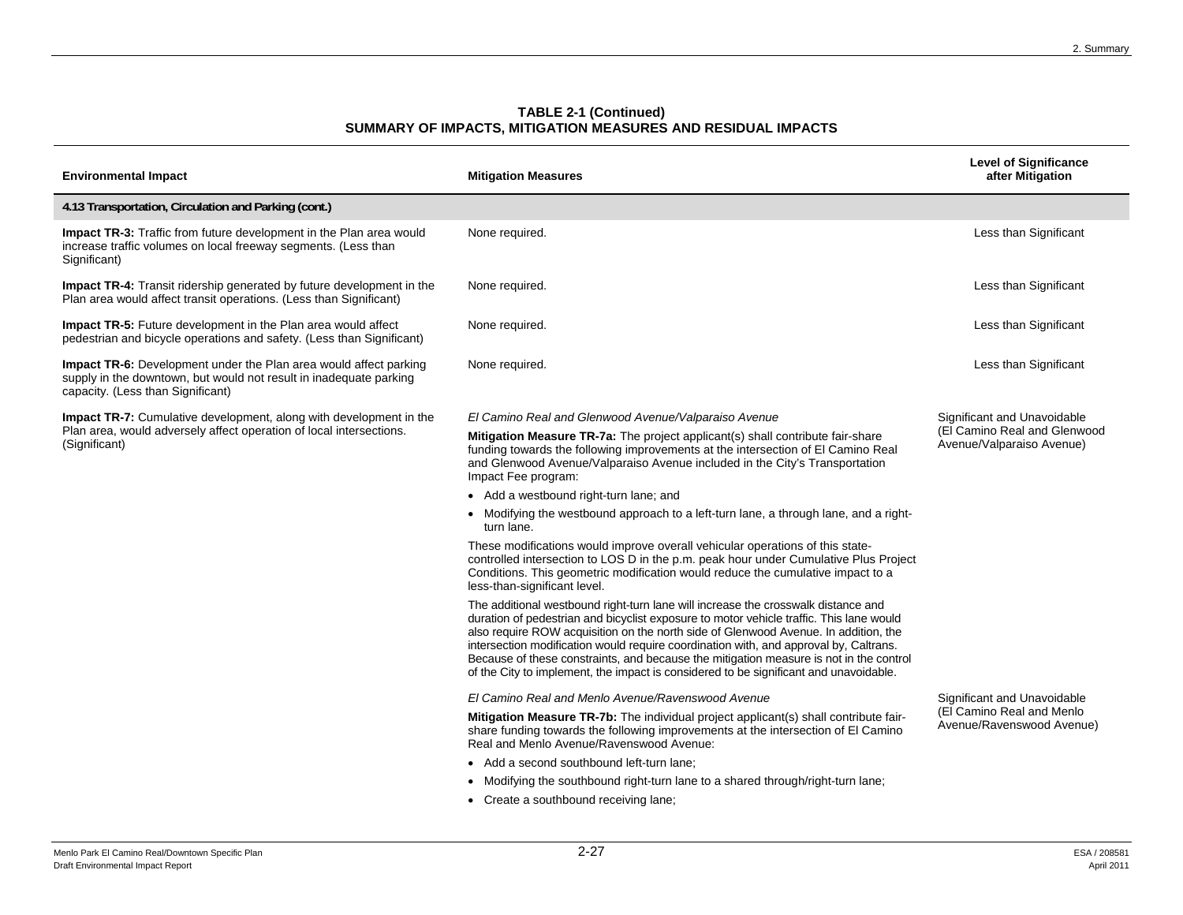**TABLE 2-1 (Continued)**
**SUMMARY OF IMPACTS, MITIGATION MEASURES AND RESIDUAL IMPACTS**

| Environmental Impact | Mitigation Measures | Level of Significance after Mitigation |
|---|---|---|
| **4.13 Transportation, Circulation and Parking (cont.)** | | |
| **Impact TR-3:** Traffic from future development in the Plan area would increase traffic volumes on local freeway segments. (Less than Significant) | None required. | Less than Significant |
| **Impact TR-4:** Transit ridership generated by future development in the Plan area would affect transit operations. (Less than Significant) | None required. | Less than Significant |
| **Impact TR-5:** Future development in the Plan area would affect pedestrian and bicycle operations and safety. (Less than Significant) | None required. | Less than Significant |
| **Impact TR-6:** Development under the Plan area would affect parking supply in the downtown, but would not result in inadequate parking capacity. (Less than Significant) | None required. | Less than Significant |
| **Impact TR-7:** Cumulative development, along with development in the Plan area, would adversely affect operation of local intersections. (Significant) | *El Camino Real and Glenwood Avenue/Valparaiso Avenue*<br><br>**Mitigation Measure TR-7a:** The project applicant(s) shall contribute fair-share funding towards the following improvements at the intersection of El Camino Real and Glenwood Avenue/Valparaiso Avenue included in the City's Transportation Impact Fee program:<br><br>• Add a westbound right-turn lane; and<br>• Modifying the westbound approach to a left-turn lane, a through lane, and a right-turn lane.<br><br>These modifications would improve overall vehicular operations of this state-controlled intersection to LOS D in the p.m. peak hour under Cumulative Plus Project Conditions. This geometric modification would reduce the cumulative impact to a less-than-significant level.<br><br>The additional westbound right-turn lane will increase the crosswalk distance and duration of pedestrian and bicyclist exposure to motor vehicle traffic. This lane would also require ROW acquisition on the north side of Glenwood Avenue. In addition, the intersection modification would require coordination with, and approval by, Caltrans. Because of these constraints, and because the mitigation measure is not in the control of the City to implement, the impact is considered to be significant and unavoidable. | Significant and Unavoidable (El Camino Real and Glenwood Avenue/Valparaiso Avenue) |
| | *El Camino Real and Menlo Avenue/Ravenswood Avenue*<br><br>**Mitigation Measure TR-7b:** The individual project applicant(s) shall contribute fair-share funding towards the following improvements at the intersection of El Camino Real and Menlo Avenue/Ravenswood Avenue:<br><br>• Add a second southbound left-turn lane;<br>• Modifying the southbound right-turn lane to a shared through/right-turn lane;<br>• Create a southbound receiving lane; | Significant and Unavoidable (El Camino Real and Menlo Avenue/Ravenswood Avenue) |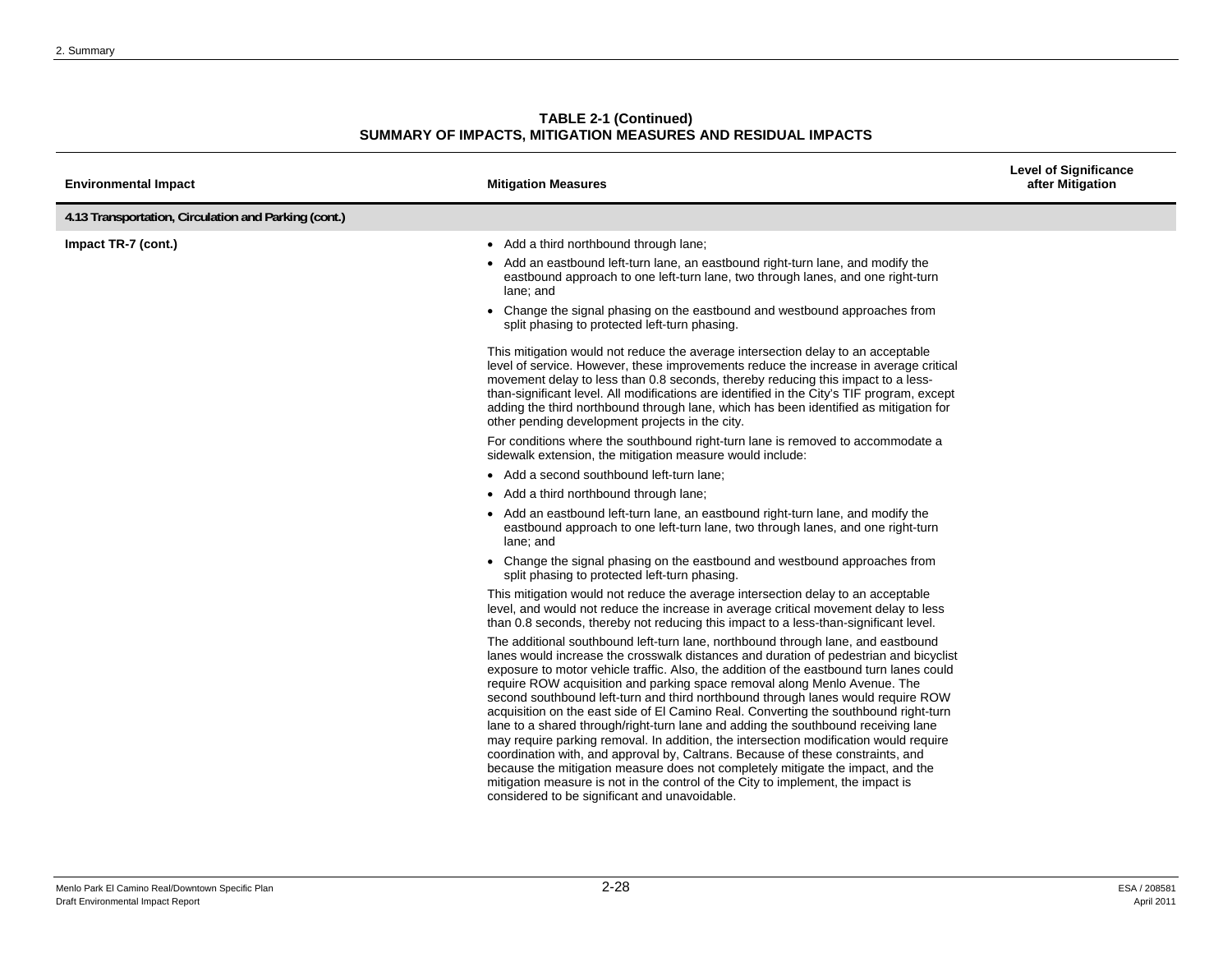**TABLE 2-1 (Continued)**
**SUMMARY OF IMPACTS, MITIGATION MEASURES AND RESIDUAL IMPACTS**

| Environmental Impact | Mitigation Measures | Level of Significance after Mitigation |
|---|---|---|
| **4.13 Transportation, Circulation and Parking (cont.)** | | |
| **Impact TR-7 (cont.)** | • Add a third northbound through lane;<br>• Add an eastbound left-turn lane, an eastbound right-turn lane, and modify the eastbound approach to one left-turn lane, two through lanes, and one right-turn lane; and<br>• Change the signal phasing on the eastbound and westbound approaches from split phasing to protected left-turn phasing.<br><br>This mitigation would not reduce the average intersection delay to an acceptable level of service. However, these improvements reduce the increase in average critical movement delay to less than 0.8 seconds, thereby reducing this impact to a less-than-significant level. All modifications are identified in the City's TIF program, except adding the third northbound through lane, which has been identified as mitigation for other pending development projects in the city.<br><br>For conditions where the southbound right-turn lane is removed to accommodate a sidewalk extension, the mitigation measure would include:<br>• Add a second southbound left-turn lane;<br>• Add a third northbound through lane;<br>• Add an eastbound left-turn lane, an eastbound right-turn lane, and modify the eastbound approach to one left-turn lane, two through lanes, and one right-turn lane; and<br>• Change the signal phasing on the eastbound and westbound approaches from split phasing to protected left-turn phasing.<br><br>This mitigation would not reduce the average intersection delay to an acceptable level, and would not reduce the increase in average critical movement delay to less than 0.8 seconds, thereby not reducing this impact to a less-than-significant level.<br><br>The additional southbound left-turn lane, northbound through lane, and eastbound lanes would increase the crosswalk distances and duration of pedestrian and bicyclist exposure to motor vehicle traffic. Also, the addition of the eastbound turn lanes could require ROW acquisition and parking space removal along Menlo Avenue. The second southbound left-turn and third northbound through lanes would require ROW acquisition on the east side of El Camino Real. Converting the southbound right-turn lane to a shared through/right-turn lane and adding the southbound receiving lane may require parking removal. In addition, the intersection modification would require coordination with, and approval by, Caltrans. Because of these constraints, and because the mitigation measure does not completely mitigate the impact, and the mitigation measure is not in the control of the City to implement, the impact is considered to be significant and unavoidable. | |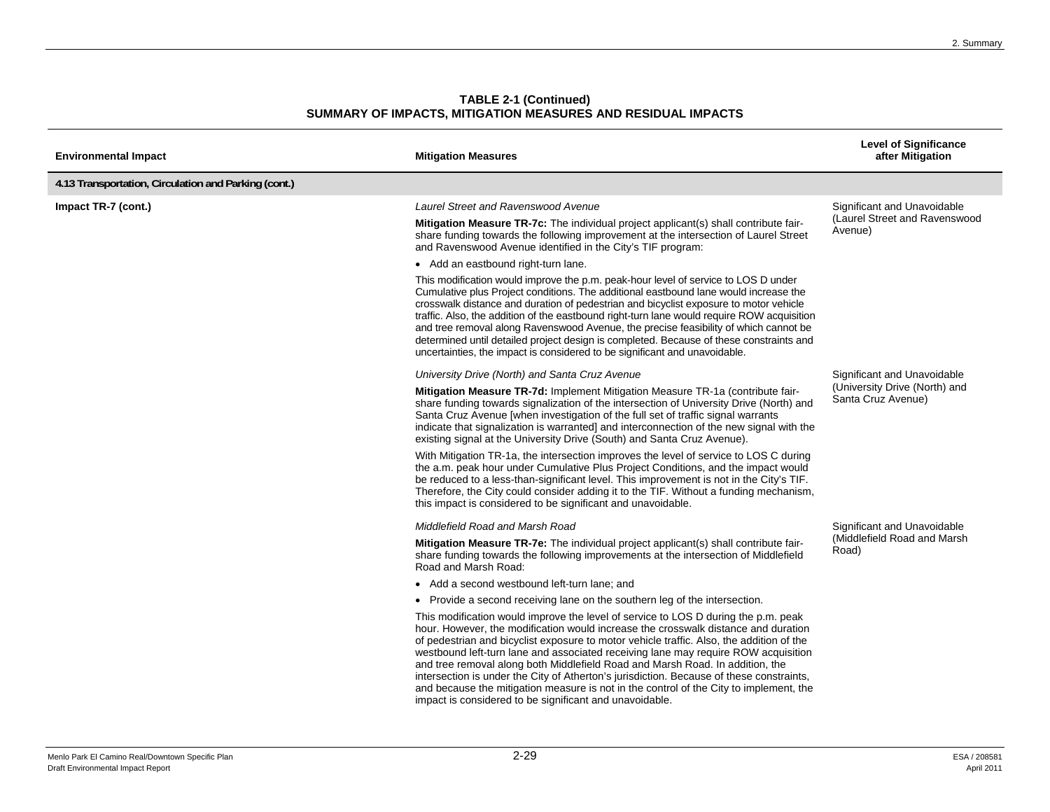**TABLE 2-1 (Continued)**
**SUMMARY OF IMPACTS, MITIGATION MEASURES AND RESIDUAL IMPACTS**

| Environmental Impact | Mitigation Measures | Level of Significance after Mitigation |
|---|---|---|
| **4.13 Transportation, Circulation and Parking (cont.)** | | |
| **Impact TR-7 (cont.)** | *Laurel Street and Ravenswood Avenue*<br><br>**Mitigation Measure TR-7c:** The individual project applicant(s) shall contribute fair-share funding towards the following improvement at the intersection of Laurel Street and Ravenswood Avenue identified in the City's TIF program:<br><br>• Add an eastbound right-turn lane.<br><br>This modification would improve the p.m. peak-hour level of service to LOS D under Cumulative plus Project conditions. The additional eastbound lane would increase the crosswalk distance and duration of pedestrian and bicyclist exposure to motor vehicle traffic. Also, the addition of the eastbound right-turn lane would require ROW acquisition and tree removal along Ravenswood Avenue, the precise feasibility of which cannot be determined until detailed project design is completed. Because of these constraints and uncertainties, the impact is considered to be significant and unavoidable. | Significant and Unavoidable (Laurel Street and Ravenswood Avenue) |
| | *University Drive (North) and Santa Cruz Avenue*<br><br>**Mitigation Measure TR-7d:** Implement Mitigation Measure TR-1a (contribute fair-share funding towards signalization of the intersection of University Drive (North) and Santa Cruz Avenue [when investigation of the full set of traffic signal warrants indicate that signalization is warranted] and interconnection of the new signal with the existing signal at the University Drive (South) and Santa Cruz Avenue).<br><br>With Mitigation TR-1a, the intersection improves the level of service to LOS C during the a.m. peak hour under Cumulative Plus Project Conditions, and the impact would be reduced to a less-than-significant level. This improvement is not in the City's TIF. Therefore, the City could consider adding it to the TIF. Without a funding mechanism, this impact is considered to be significant and unavoidable. | Significant and Unavoidable (University Drive (North) and Santa Cruz Avenue) |
| | *Middlefield Road and Marsh Road*<br><br>**Mitigation Measure TR-7e:** The individual project applicant(s) shall contribute fair-share funding towards the following improvements at the intersection of Middlefield Road and Marsh Road:<br><br>• Add a second westbound left-turn lane; and<br><br>• Provide a second receiving lane on the southern leg of the intersection.<br><br>This modification would improve the level of service to LOS D during the p.m. peak hour. However, the modification would increase the crosswalk distance and duration of pedestrian and bicyclist exposure to motor vehicle traffic. Also, the addition of the westbound left-turn lane and associated receiving lane may require ROW acquisition and tree removal along both Middlefield Road and Marsh Road. In addition, the intersection is under the City of Atherton's jurisdiction. Because of these constraints, and because the mitigation measure is not in the control of the City to implement, the impact is considered to be significant and unavoidable. | Significant and Unavoidable (Middlefield Road and Marsh Road) |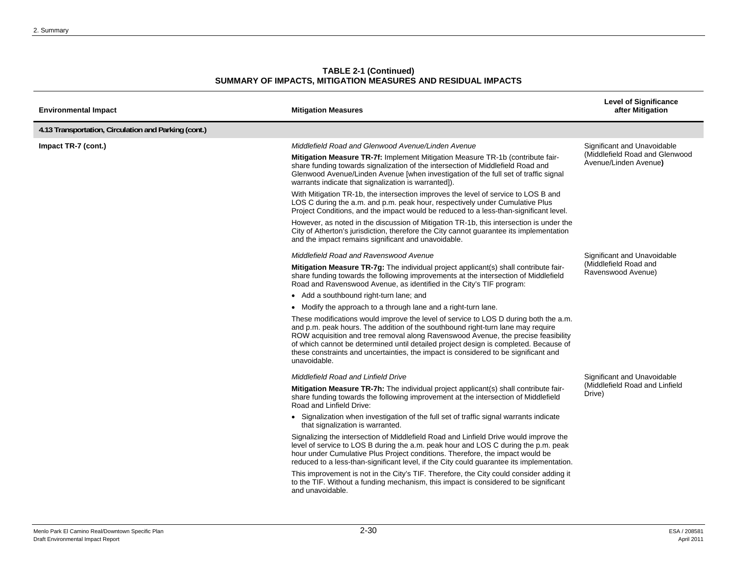**TABLE 2-1 (Continued)**
**SUMMARY OF IMPACTS, MITIGATION MEASURES AND RESIDUAL IMPACTS**

| Environmental Impact | Mitigation Measures | Level of Significance after Mitigation |
|---|---|---|
| **4.13 Transportation, Circulation and Parking (cont.)** | | |
| **Impact TR-7 (cont.)** | *Middlefield Road and Glenwood Avenue/Linden Avenue*<br><br>**Mitigation Measure TR-7f:** Implement Mitigation Measure TR-1b (contribute fair-share funding towards signalization of the intersection of Middlefield Road and Glenwood Avenue/Linden Avenue [when investigation of the full set of traffic signal warrants indicate that signalization is warranted]).<br><br>With Mitigation TR-1b, the intersection improves the level of service to LOS B and LOS C during the a.m. and p.m. peak hour, respectively under Cumulative Plus Project Conditions, and the impact would be reduced to a less-than-significant level.<br><br>However, as noted in the discussion of Mitigation TR-1b, this intersection is under the City of Atherton's jurisdiction, therefore the City cannot guarantee its implementation and the impact remains significant and unavoidable. | Significant and Unavoidable (Middlefield Road and Glenwood Avenue/Linden Avenue) |
| | *Middlefield Road and Ravenswood Avenue*<br><br>**Mitigation Measure TR-7g:** The individual project applicant(s) shall contribute fair-share funding towards the following improvements at the intersection of Middlefield Road and Ravenswood Avenue, as identified in the City's TIF program:<br><br>• Add a southbound right-turn lane; and<br>• Modify the approach to a through lane and a right-turn lane.<br><br>These modifications would improve the level of service to LOS D during both the a.m. and p.m. peak hours. The addition of the southbound right-turn lane may require ROW acquisition and tree removal along Ravenswood Avenue, the precise feasibility of which cannot be determined until detailed project design is completed. Because of these constraints and uncertainties, the impact is considered to be significant and unavoidable. | Significant and Unavoidable (Middlefield Road and Ravenswood Avenue) |
| | *Middlefield Road and Linfield Drive*<br><br>**Mitigation Measure TR-7h:** The individual project applicant(s) shall contribute fair-share funding towards the following improvement at the intersection of Middlefield Road and Linfield Drive:<br><br>• Signalization when investigation of the full set of traffic signal warrants indicate that signalization is warranted.<br><br>Signalizing the intersection of Middlefield Road and Linfield Drive would improve the level of service to LOS B during the a.m. peak hour and LOS C during the p.m. peak hour under Cumulative Plus Project conditions. Therefore, the impact would be reduced to a less-than-significant level, if the City could guarantee its implementation.<br><br>This improvement is not in the City's TIF. Therefore, the City could consider adding it to the TIF. Without a funding mechanism, this impact is considered to be significant and unavoidable. | Significant and Unavoidable (Middlefield Road and Linfield Drive) |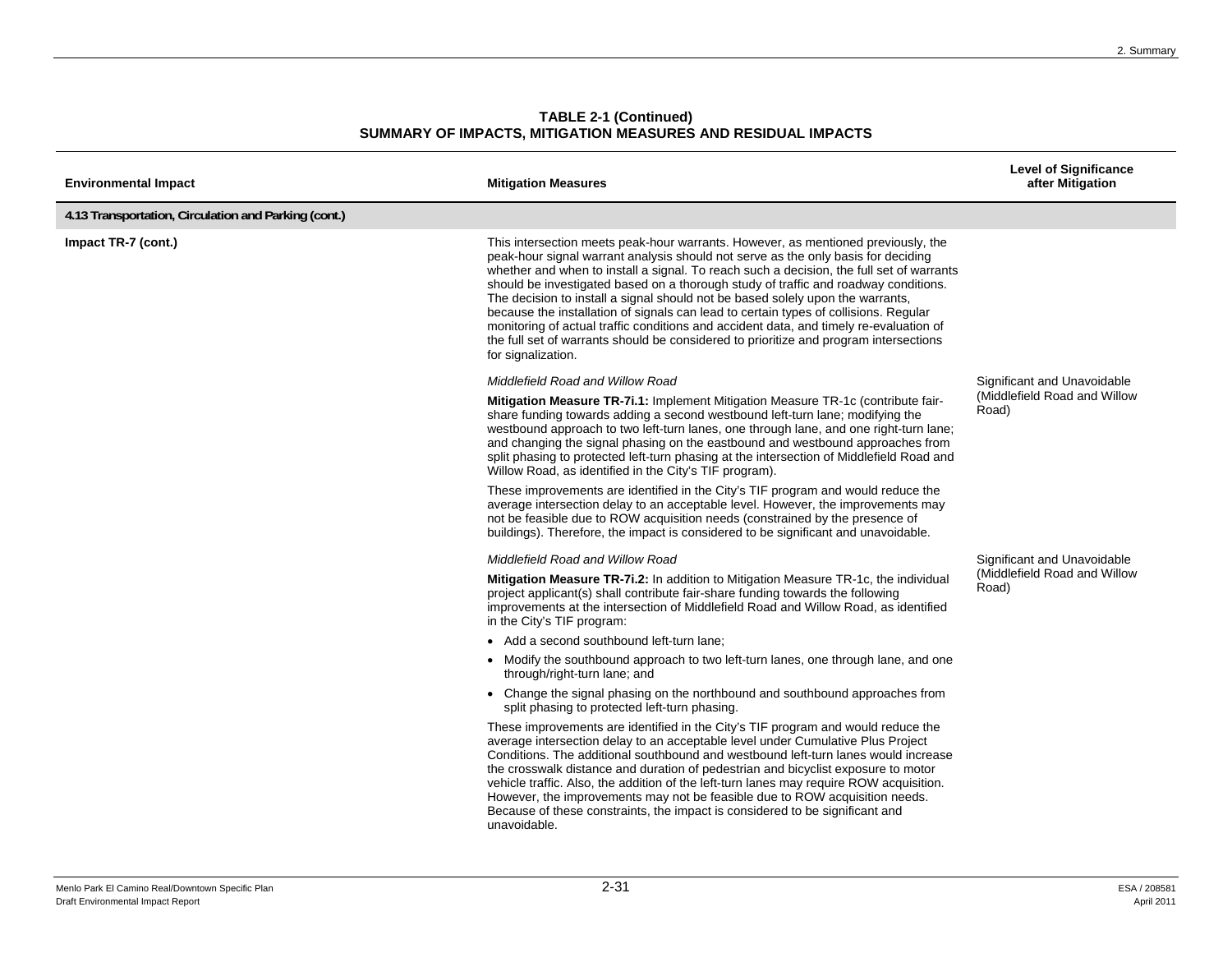**TABLE 2-1 (Continued)**
**SUMMARY OF IMPACTS, MITIGATION MEASURES AND RESIDUAL IMPACTS**

| Environmental Impact | Mitigation Measures | Level of Significance after Mitigation |
|---|---|---|
| **4.13 Transportation, Circulation and Parking (cont.)** | | |
| **Impact TR-7 (cont.)** | This intersection meets peak-hour warrants. However, as mentioned previously, the peak-hour signal warrant analysis should not serve as the only basis for deciding whether and when to install a signal. To reach such a decision, the full set of warrants should be investigated based on a thorough study of traffic and roadway conditions. The decision to install a signal should not be based solely upon the warrants, because the installation of signals can lead to certain types of collisions. Regular monitoring of actual traffic conditions and accident data, and timely re-evaluation of the full set of warrants should be considered to prioritize and program intersections for signalization. | |
| | *Middlefield Road and Willow Road*<br><br>**Mitigation Measure TR-7i.1:** Implement Mitigation Measure TR-1c (contribute fair-share funding towards adding a second westbound left-turn lane; modifying the westbound approach to two left-turn lanes, one through lane, and one right-turn lane; and changing the signal phasing on the eastbound and westbound approaches from split phasing to protected left-turn phasing at the intersection of Middlefield Road and Willow Road, as identified in the City's TIF program).<br><br>These improvements are identified in the City's TIF program and would reduce the average intersection delay to an acceptable level. However, the improvements may not be feasible due to ROW acquisition needs (constrained by the presence of buildings). Therefore, the impact is considered to be significant and unavoidable. | Significant and Unavoidable (Middlefield Road and Willow Road) |
| | *Middlefield Road and Willow Road*<br><br>**Mitigation Measure TR-7i.2:** In addition to Mitigation Measure TR-1c, the individual project applicant(s) shall contribute fair-share funding towards the following improvements at the intersection of Middlefield Road and Willow Road, as identified in the City's TIF program:<br><br>• Add a second southbound left-turn lane;<br>• Modify the southbound approach to two left-turn lanes, one through lane, and one through/right-turn lane; and<br>• Change the signal phasing on the northbound and southbound approaches from split phasing to protected left-turn phasing.<br><br>These improvements are identified in the City's TIF program and would reduce the average intersection delay to an acceptable level under Cumulative Plus Project Conditions. The additional southbound and westbound left-turn lanes would increase the crosswalk distance and duration of pedestrian and bicyclist exposure to motor vehicle traffic. Also, the addition of the left-turn lanes may require ROW acquisition. However, the improvements may not be feasible due to ROW acquisition needs. Because of these constraints, the impact is considered to be significant and unavoidable. | Significant and Unavoidable (Middlefield Road and Willow Road) |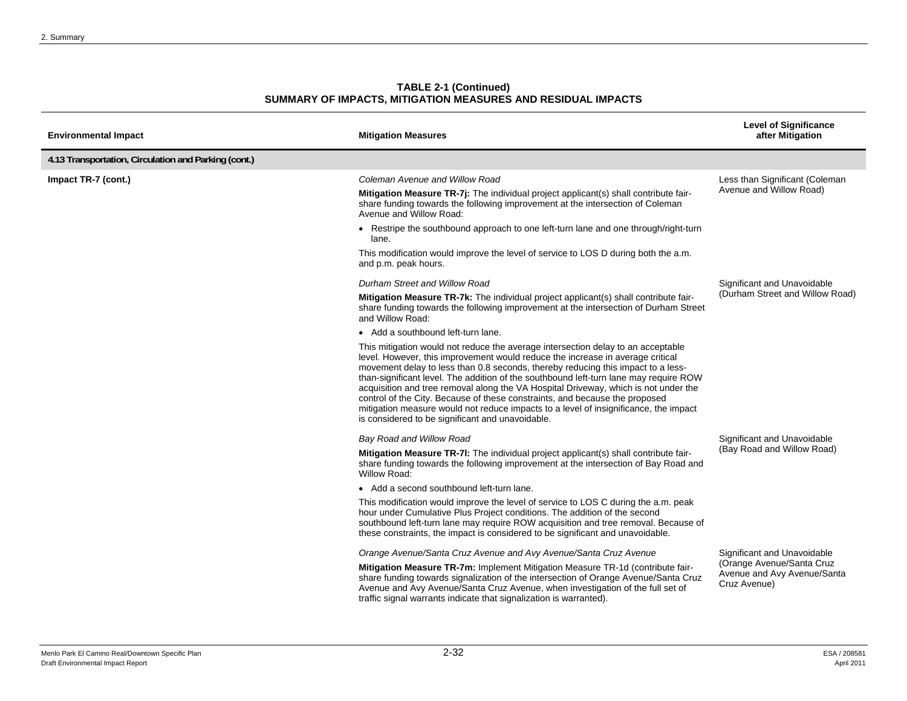**TABLE 2-1 (Continued)**
**SUMMARY OF IMPACTS, MITIGATION MEASURES AND RESIDUAL IMPACTS**

| Environmental Impact | Mitigation Measures | Level of Significance after Mitigation |
|---|---|---|
| **4.13 Transportation, Circulation and Parking (cont.)** | | |
| **Impact TR-7 (cont.)** | *Coleman Avenue and Willow Road*<br><br>**Mitigation Measure TR-7j:** The individual project applicant(s) shall contribute fair-share funding towards the following improvement at the intersection of Coleman Avenue and Willow Road:<br><br>• Restripe the southbound approach to one left-turn lane and one through/right-turn lane.<br><br>This modification would improve the level of service to LOS D during both the a.m. and p.m. peak hours. | Less than Significant (Coleman Avenue and Willow Road) |
| | *Durham Street and Willow Road*<br><br>**Mitigation Measure TR-7k:** The individual project applicant(s) shall contribute fair-share funding towards the following improvement at the intersection of Durham Street and Willow Road:<br><br>• Add a southbound left-turn lane.<br><br>This mitigation would not reduce the average intersection delay to an acceptable level. However, this improvement would reduce the increase in average critical movement delay to less than 0.8 seconds, thereby reducing this impact to a less-than-significant level. The addition of the southbound left-turn lane may require ROW acquisition and tree removal along the VA Hospital Driveway, which is not under the control of the City. Because of these constraints, and because the proposed mitigation measure would not reduce impacts to a level of insignificance, the impact is considered to be significant and unavoidable. | Significant and Unavoidable (Durham Street and Willow Road) |
| | *Bay Road and Willow Road*<br><br>**Mitigation Measure TR-7l:** The individual project applicant(s) shall contribute fair-share funding towards the following improvement at the intersection of Bay Road and Willow Road:<br><br>• Add a second southbound left-turn lane.<br><br>This modification would improve the level of service to LOS C during the a.m. peak hour under Cumulative Plus Project conditions. The addition of the second southbound left-turn lane may require ROW acquisition and tree removal. Because of these constraints, the impact is considered to be significant and unavoidable. | Significant and Unavoidable (Bay Road and Willow Road) |
| | *Orange Avenue/Santa Cruz Avenue and Avy Avenue/Santa Cruz Avenue*<br><br>**Mitigation Measure TR-7m:** Implement Mitigation Measure TR-1d (contribute fair-share funding towards signalization of the intersection of Orange Avenue/Santa Cruz Avenue and Avy Avenue/Santa Cruz Avenue, when investigation of the full set of traffic signal warrants indicate that signalization is warranted). | Significant and Unavoidable (Orange Avenue/Santa Cruz Avenue and Avy Avenue/Santa Cruz Avenue) |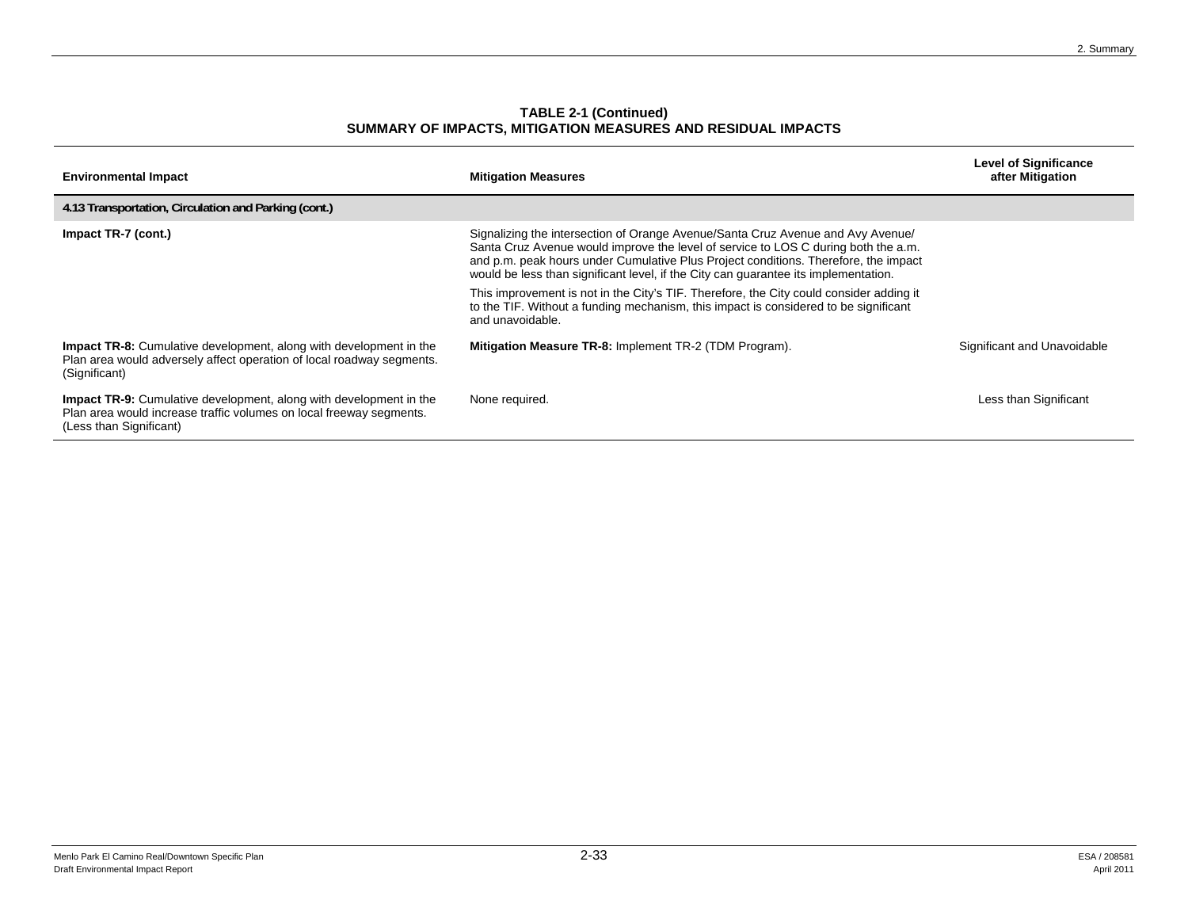**TABLE 2-1 (Continued)**
**SUMMARY OF IMPACTS, MITIGATION MEASURES AND RESIDUAL IMPACTS**

| Environmental Impact | Mitigation Measures | Level of Significance after Mitigation |
| --- | --- | --- |
| **4.13 Transportation, Circulation and Parking (cont.)** | | |
| **Impact TR-7 (cont.)** | Signalizing the intersection of Orange Avenue/Santa Cruz Avenue and Avy Avenue/ Santa Cruz Avenue would improve the level of service to LOS C during both the a.m. and p.m. peak hours under Cumulative Plus Project conditions. Therefore, the impact would be less than significant level, if the City can guarantee its implementation.<br><br>This improvement is not in the City's TIF. Therefore, the City could consider adding it to the TIF. Without a funding mechanism, this impact is considered to be significant and unavoidable. | |
| **Impact TR-8:** Cumulative development, along with development in the Plan area would adversely affect operation of local roadway segments. (Significant) | **Mitigation Measure TR-8:** Implement TR-2 (TDM Program). | Significant and Unavoidable |
| **Impact TR-9:** Cumulative development, along with development in the Plan area would increase traffic volumes on local freeway segments. (Less than Significant) | None required. | Less than Significant |